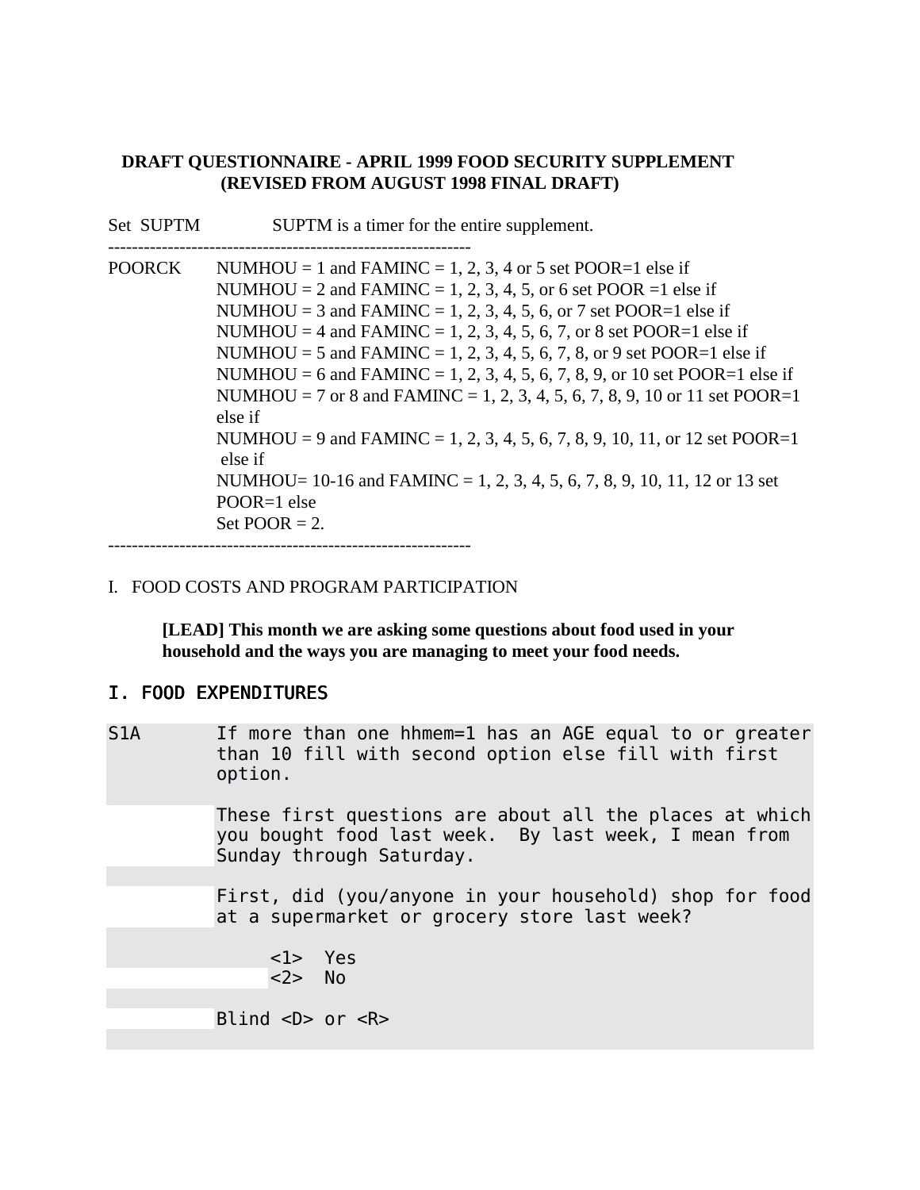**DRAFT QUESTIONNAIRE - APRIL 1999 FOOD SECURITY SUPPLEMENT (REVISED FROM AUGUST 1998 FINAL DRAFT)**

Set SUPTM SUPTM is a timer for the entire supplement.

---

POORCK NUMHOU = 1 and FAMINC = 1, 2, 3, 4 or 5 set POOR=1 else if
NUMHOU = 2 and FAMINC = 1, 2, 3, 4, 5, or 6 set POOR =1 else if
NUMHOU = 3 and FAMINC = 1, 2, 3, 4, 5, 6, or 7 set POOR=1 else if
NUMHOU = 4 and FAMINC = 1, 2, 3, 4, 5, 6, 7, or 8 set POOR=1 else if
NUMHOU = 5 and FAMINC = 1, 2, 3, 4, 5, 6, 7, 8, or 9 set POOR=1 else if
NUMHOU = 6 and FAMINC = 1, 2, 3, 4, 5, 6, 7, 8, 9, or 10 set POOR=1 else if
NUMHOU = 7 or 8 and FAMINC = 1, 2, 3, 4, 5, 6, 7, 8, 9, 10 or 11 set POOR=1 else if
NUMHOU = 9 and FAMINC = 1, 2, 3, 4, 5, 6, 7, 8, 9, 10, 11, or 12 set POOR=1 else if
NUMHOU= 10-16 and FAMINC = 1, 2, 3, 4, 5, 6, 7, 8, 9, 10, 11, 12 or 13 set POOR=1 else
Set POOR = 2.

---

I. FOOD COSTS AND PROGRAM PARTICIPATION

**[LEAD] This month we are asking some questions about food used in your household and the ways you are managing to meet your food needs.**

## I. FOOD EXPENDITURES

```
S1A       If more than one hhmem=1 has an AGE equal to or greater
          than 10 fill with second option else fill with first
          option.

          These first questions are about all the places at which
          you bought food last week.  By last week, I mean from
          Sunday through Saturday.

          First, did (you/anyone in your household) shop for food
          at a supermarket or grocery store last week?

               <1>  Yes
               <2>  No

          Blind <D> or <R>
```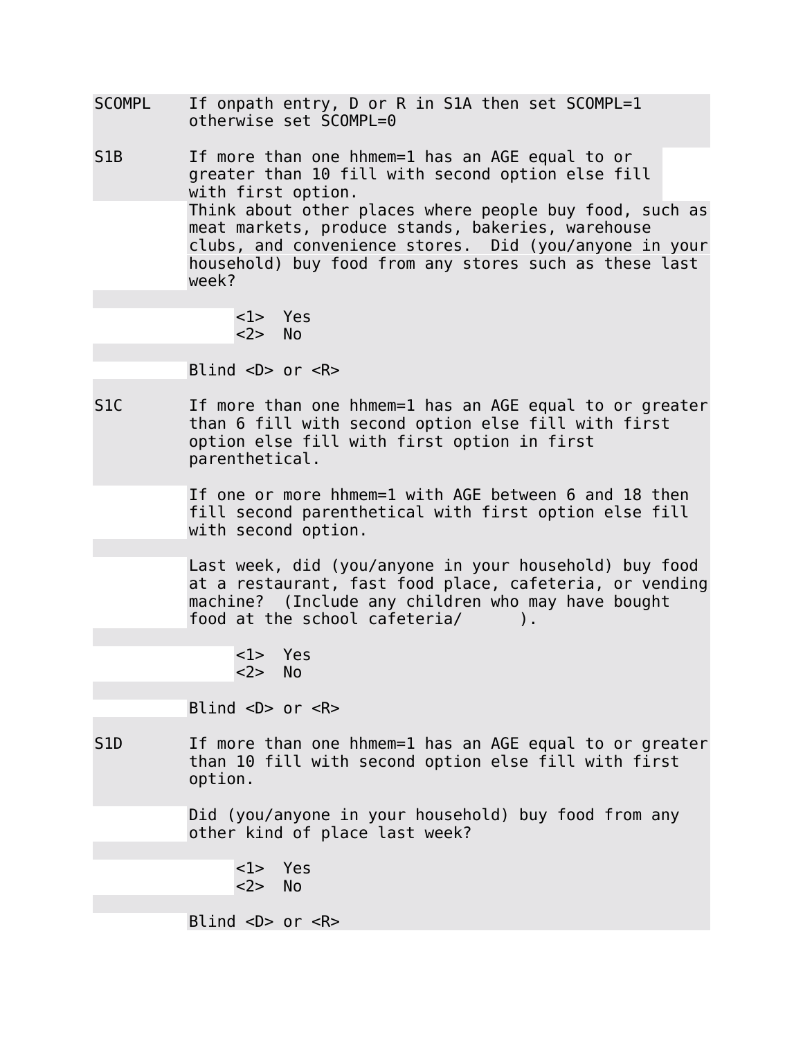**SCOMPL** If onpath entry, D or R in S1A then set SCOMPL=1 otherwise set SCOMPL=0

**S1B** If more than one hhmem=1 has an AGE equal to or greater than 10 fill with second option else fill with first option.

Think about other places where people buy food, such as meat markets, produce stands, bakeries, warehouse clubs, and convenience stores. Did (you/anyone in your household) buy food from any stores such as these last week?

<1> Yes
<2> No

Blind <D> or <R>

**S1C** If more than one hhmem=1 has an AGE equal to or greater than 6 fill with second option else fill with first option else fill with first option in first parenthetical.

If one or more hhmem=1 with AGE between 6 and 18 then fill second parenthetical with first option else fill with second option.

Last week, did (you/anyone in your household) buy food at a restaurant, fast food place, cafeteria, or vending machine? (Include any children who may have bought food at the school cafeteria/ ).

<1> Yes
<2> No

Blind <D> or <R>

**S1D** If more than one hhmem=1 has an AGE equal to or greater than 10 fill with second option else fill with first option.

Did (you/anyone in your household) buy food from any other kind of place last week?

<1> Yes
<2> No

Blind <D> or <R>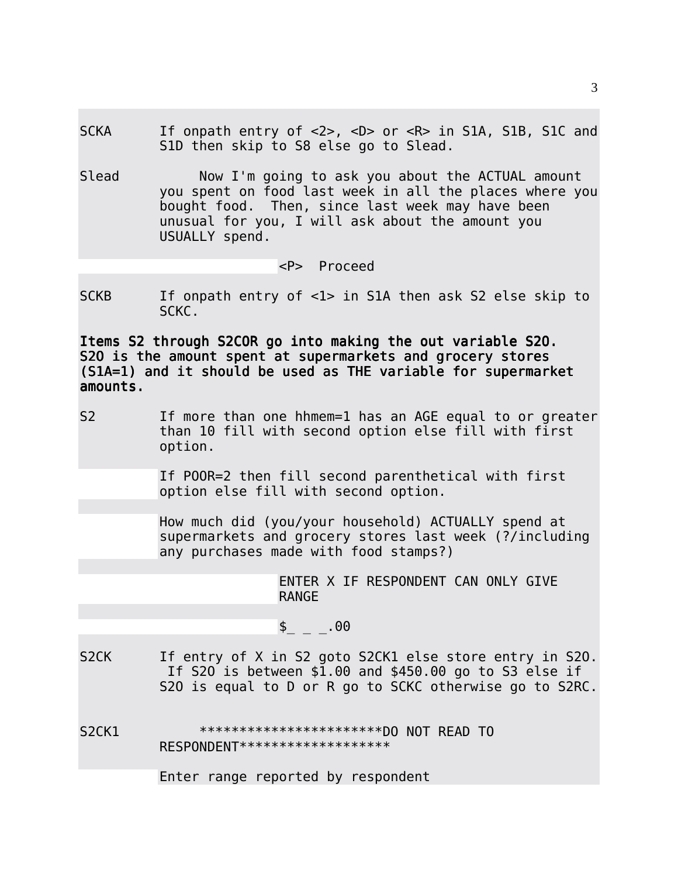SCKA    If onpath entry of <2>, <D> or <R> in S1A, S1B, S1C and S1D then skip to S8 else go to Slead.

Slead    Now I'm going to ask you about the ACTUAL amount you spent on food last week in all the places where you bought food. Then, since last week may have been unusual for you, I will ask about the amount you USUALLY spend.

<P> Proceed

SCKB    If onpath entry of <1> in S1A then ask S2 else skip to SCKC.

**Items S2 through S2COR go into making the out variable S2O. S2O is the amount spent at supermarkets and grocery stores (S1A=1) and it should be used as THE variable for supermarket amounts.**

S2    If more than one hhmem=1 has an AGE equal to or greater than 10 fill with second option else fill with first option.

If POOR=2 then fill second parenthetical with first option else fill with second option.

How much did (you/your household) ACTUALLY spend at supermarkets and grocery stores last week (?/including any purchases made with food stamps?)

ENTER X IF RESPONDENT CAN ONLY GIVE RANGE

$_ _ _.00

S2CK    If entry of X in S2 goto S2CK1 else store entry in S2O. If S2O is between $1.00 and $450.00 go to S3 else if S2O is equal to D or R go to SCKC otherwise go to S2RC.

S2CK1    ***********************DO NOT READ TO RESPONDENT******************

Enter range reported by respondent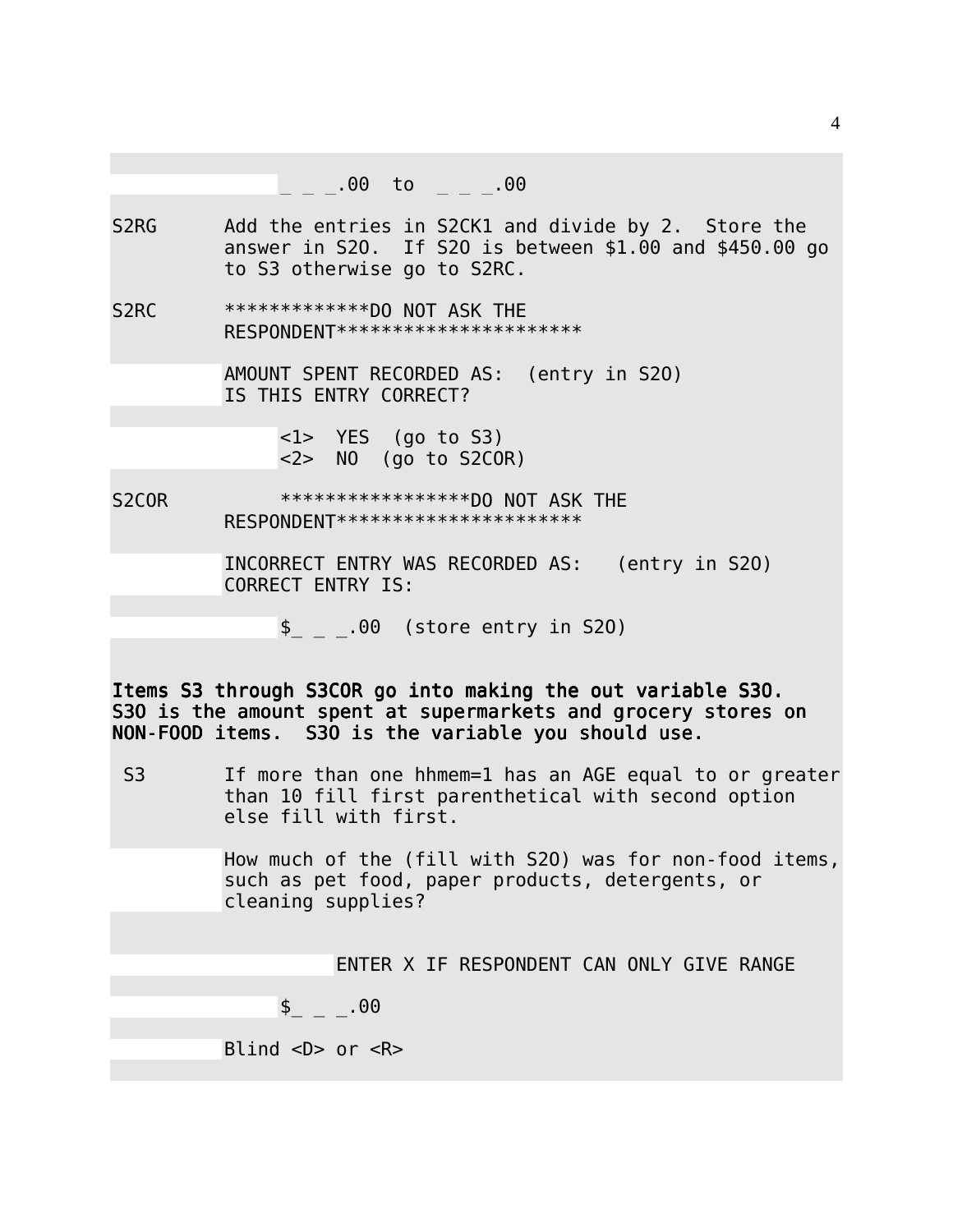```
_ _ _.00  to  _ _ _.00
```

S2RG      Add the entries in S2CK1 and divide by 2.  Store the answer in S2O.  If S2O is between $1.00 and $450.00 go to S3 otherwise go to S2RC.

S2RC      *************DO NOT ASK THE RESPONDENT**********************

AMOUNT SPENT RECORDED AS:  (entry in S2O)
IS THIS ENTRY CORRECT?

```
<1>  YES  (go to S3)
<2>  NO  (go to S2COR)
```

S2COR      *****************DO NOT ASK THE RESPONDENT**********************

INCORRECT ENTRY WAS RECORDED AS:   (entry in S2O)
CORRECT ENTRY IS:

```
$_ _ _.00  (store entry in S2O)
```

**Items S3 through S3COR go into making the out variable S3O. S3O is the amount spent at supermarkets and grocery stores on NON-FOOD items.  S3O is the variable you should use.**

S3      If more than one hhmem=1 has an AGE equal to or greater than 10 fill first parenthetical with second option else fill with first.

How much of the (fill with S2O) was for non-food items, such as pet food, paper products, detergents, or cleaning supplies?

ENTER X IF RESPONDENT CAN ONLY GIVE RANGE

```
$_ _ _.00
```

Blind <D> or <R>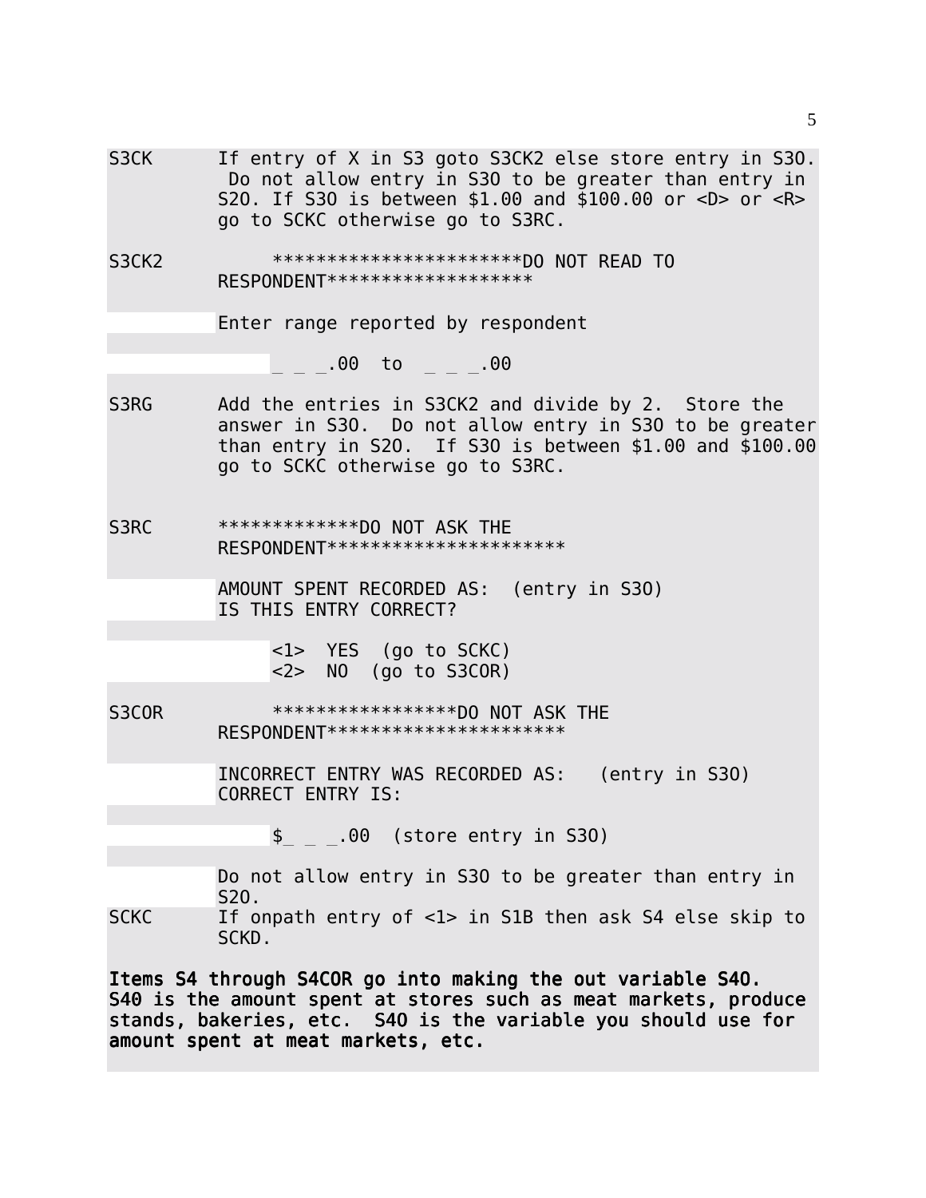S3CK If entry of X in S3 goto S3CK2 else store entry in S3O. Do not allow entry in S3O to be greater than entry in S2O. If S3O is between $1.00 and $100.00 or <D> or <R> go to SCKC otherwise go to S3RC.

S3CK2 ***********************DO NOT READ TO RESPONDENT******************

Enter range reported by respondent

_ _ _.00 to _ _ _.00

S3RG Add the entries in S3CK2 and divide by 2. Store the answer in S3O. Do not allow entry in S3O to be greater than entry in S2O. If S3O is between $1.00 and $100.00 go to SCKC otherwise go to S3RC.

S3RC *************DO NOT ASK THE RESPONDENT*********************

AMOUNT SPENT RECORDED AS: (entry in S3O)
IS THIS ENTRY CORRECT?

<1> YES (go to SCKC)
<2> NO (go to S3COR)

S3COR *****************DO NOT ASK THE RESPONDENT*********************

INCORRECT ENTRY WAS RECORDED AS: (entry in S3O)
CORRECT ENTRY IS:

$_ _ _.00 (store entry in S3O)

Do not allow entry in S3O to be greater than entry in S2O.

SCKC If onpath entry of <1> in S1B then ask S4 else skip to SCKD.

**Items S4 through S4COR go into making the out variable S4O. S4O is the amount spent at stores such as meat markets, produce stands, bakeries, etc. S4O is the variable you should use for amount spent at meat markets, etc.**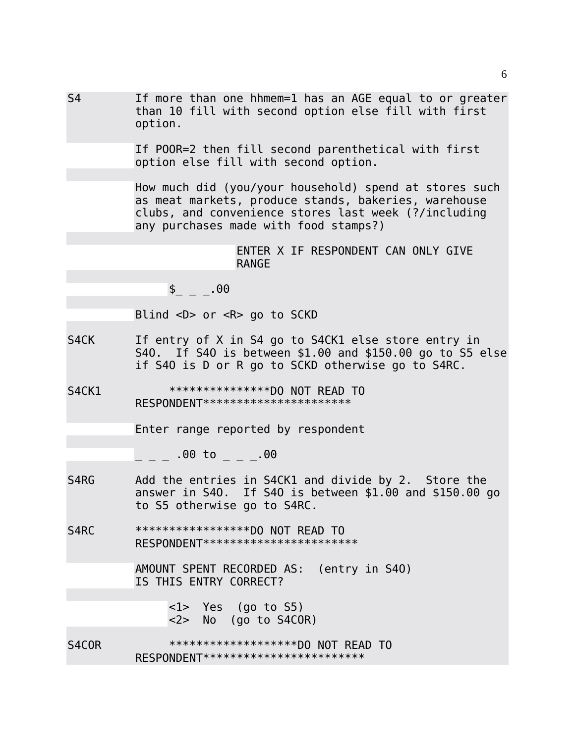S4 If more than one hhmem=1 has an AGE equal to or greater than 10 fill with second option else fill with first option.

If POOR=2 then fill second parenthetical with first option else fill with second option.

How much did (you/your household) spend at stores such as meat markets, produce stands, bakeries, warehouse clubs, and convenience stores last week (?/including any purchases made with food stamps?)

ENTER X IF RESPONDENT CAN ONLY GIVE RANGE

$_ _ _.00

Blind <D> or <R> go to SCKD

S4CK If entry of X in S4 go to S4CK1 else store entry in S4O. If S4O is between $1.00 and $150.00 go to S5 else if S4O is D or R go to SCKD otherwise go to S4RC.

S4CK1 ***************DO NOT READ TO RESPONDENT**********************

Enter range reported by respondent

_ _ _ .00 to _ _ _.00

S4RG Add the entries in S4CK1 and divide by 2. Store the answer in S4O. If S4O is between $1.00 and $150.00 go to S5 otherwise go to S4RC.

S4RC *****************DO NOT READ TO RESPONDENT***********************

AMOUNT SPENT RECORDED AS: (entry in S4O)
IS THIS ENTRY CORRECT?

<1> Yes (go to S5)
<2> No (go to S4COR)

S4COR *******************DO NOT READ TO RESPONDENT************************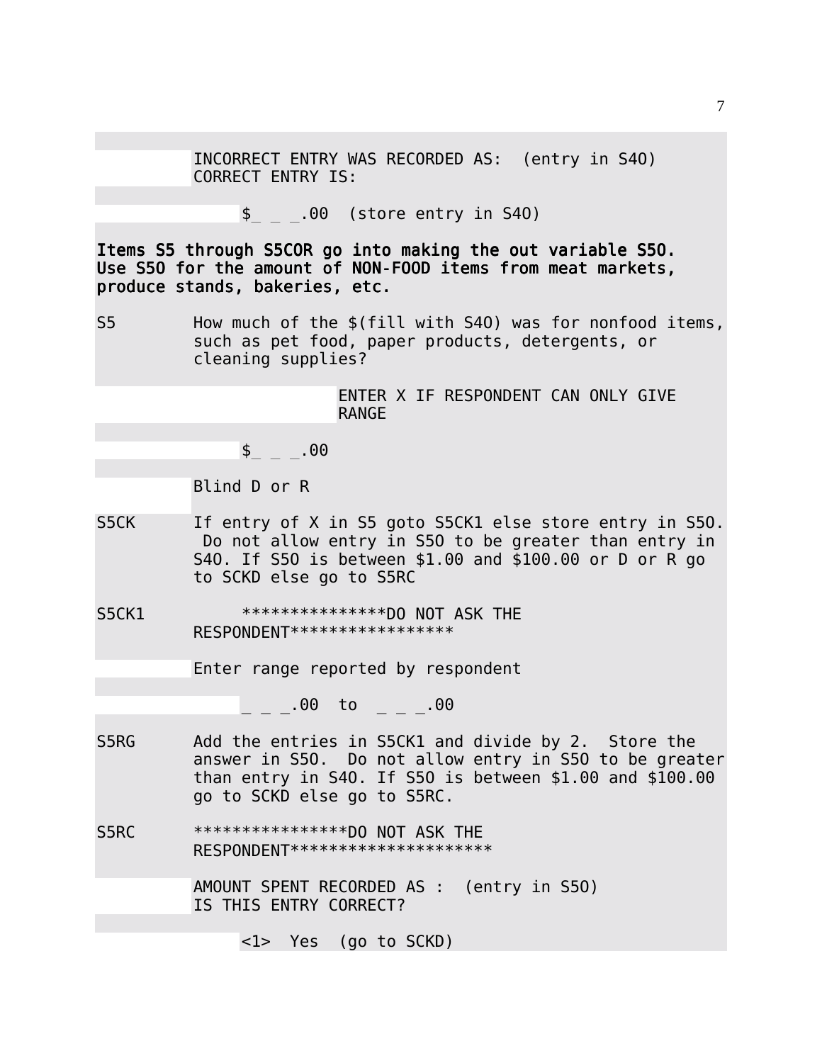INCORRECT ENTRY WAS RECORDED AS: (entry in S4O)
CORRECT ENTRY IS:

$_ _ _.00 (store entry in S4O)

**Items S5 through S5COR go into making the out variable S5O. Use S5O for the amount of NON-FOOD items from meat markets, produce stands, bakeries, etc.**

S5 How much of the $(fill with S4O) was for nonfood items, such as pet food, paper products, detergents, or cleaning supplies?

ENTER X IF RESPONDENT CAN ONLY GIVE RANGE

$_ _ _.00

Blind D or R

S5CK If entry of X in S5 goto S5CK1 else store entry in S5O. Do not allow entry in S5O to be greater than entry in S4O. If S5O is between $1.00 and $100.00 or D or R go to SCKD else go to S5RC

S5CK1 ***************DO NOT ASK THE RESPONDENT*****************

Enter range reported by respondent

_ _ _.00 to _ _ _.00

S5RG Add the entries in S5CK1 and divide by 2. Store the answer in S5O. Do not allow entry in S5O to be greater than entry in S4O. If S5O is between $1.00 and $100.00 go to SCKD else go to S5RC.

S5RC ****************DO NOT ASK THE RESPONDENT********************

AMOUNT SPENT RECORDED AS : (entry in S5O)
IS THIS ENTRY CORRECT?

<1> Yes (go to SCKD)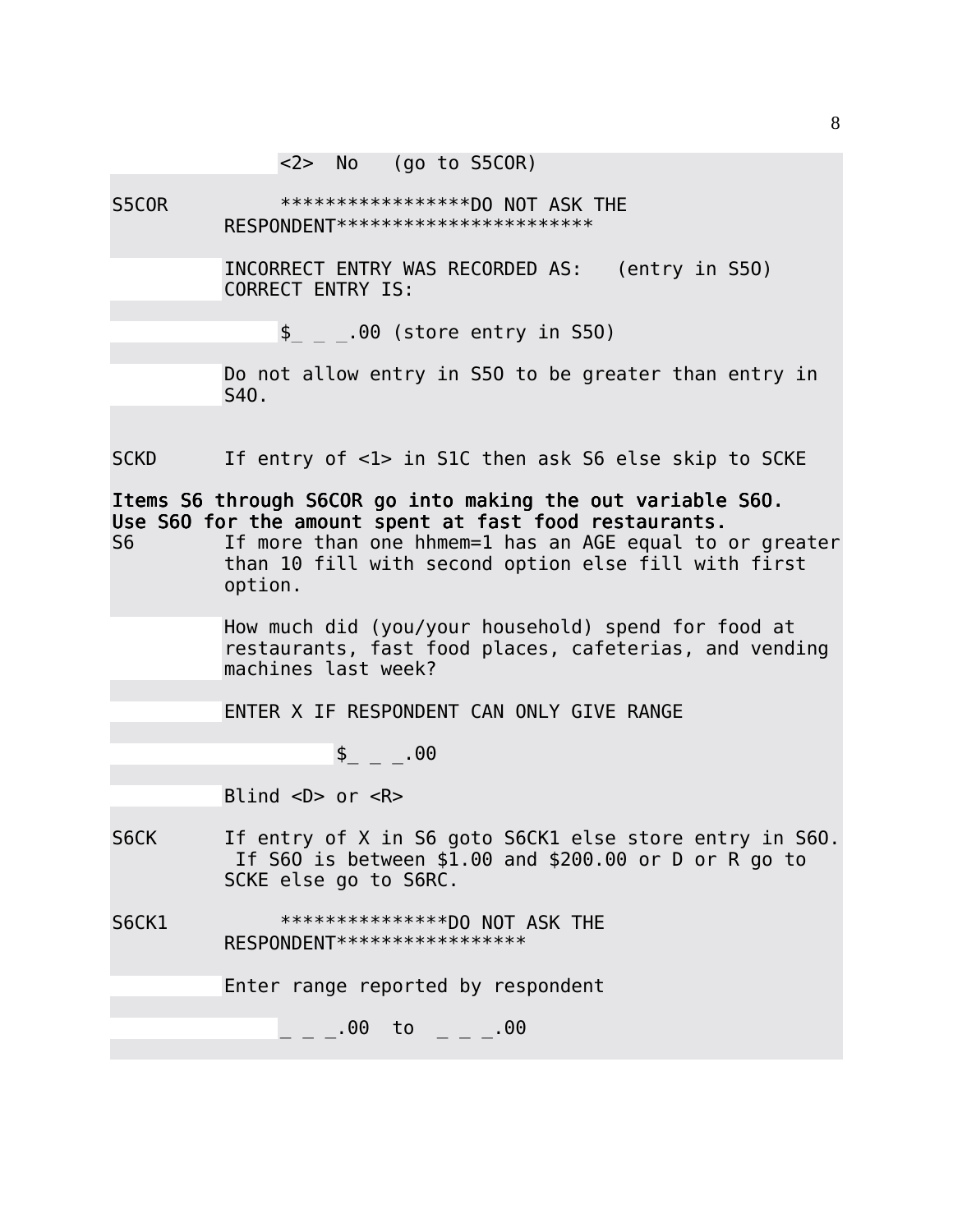<2> No (go to S5COR)

S5COR *****************DO NOT ASK THE RESPONDENT***********************

INCORRECT ENTRY WAS RECORDED AS: (entry in S5O)
CORRECT ENTRY IS:

$_ _ _.00 (store entry in S5O)

Do not allow entry in S5O to be greater than entry in S4O.

SCKD If entry of <1> in S1C then ask S6 else skip to SCKE

Items S6 through S6COR go into making the out variable S6O.
Use S6O for the amount spent at fast food restaurants.

S6 If more than one hhmem=1 has an AGE equal to or greater than 10 fill with second option else fill with first option.

How much did (you/your household) spend for food at restaurants, fast food places, cafeterias, and vending machines last week?

ENTER X IF RESPONDENT CAN ONLY GIVE RANGE

$_ _ _.00

Blind <D> or <R>

S6CK If entry of X in S6 goto S6CK1 else store entry in S6O. If S6O is between $1.00 and $200.00 or D or R go to SCKE else go to S6RC.

S6CK1 ***************DO NOT ASK THE RESPONDENT*****************

Enter range reported by respondent

_ _ _.00 to _ _ _.00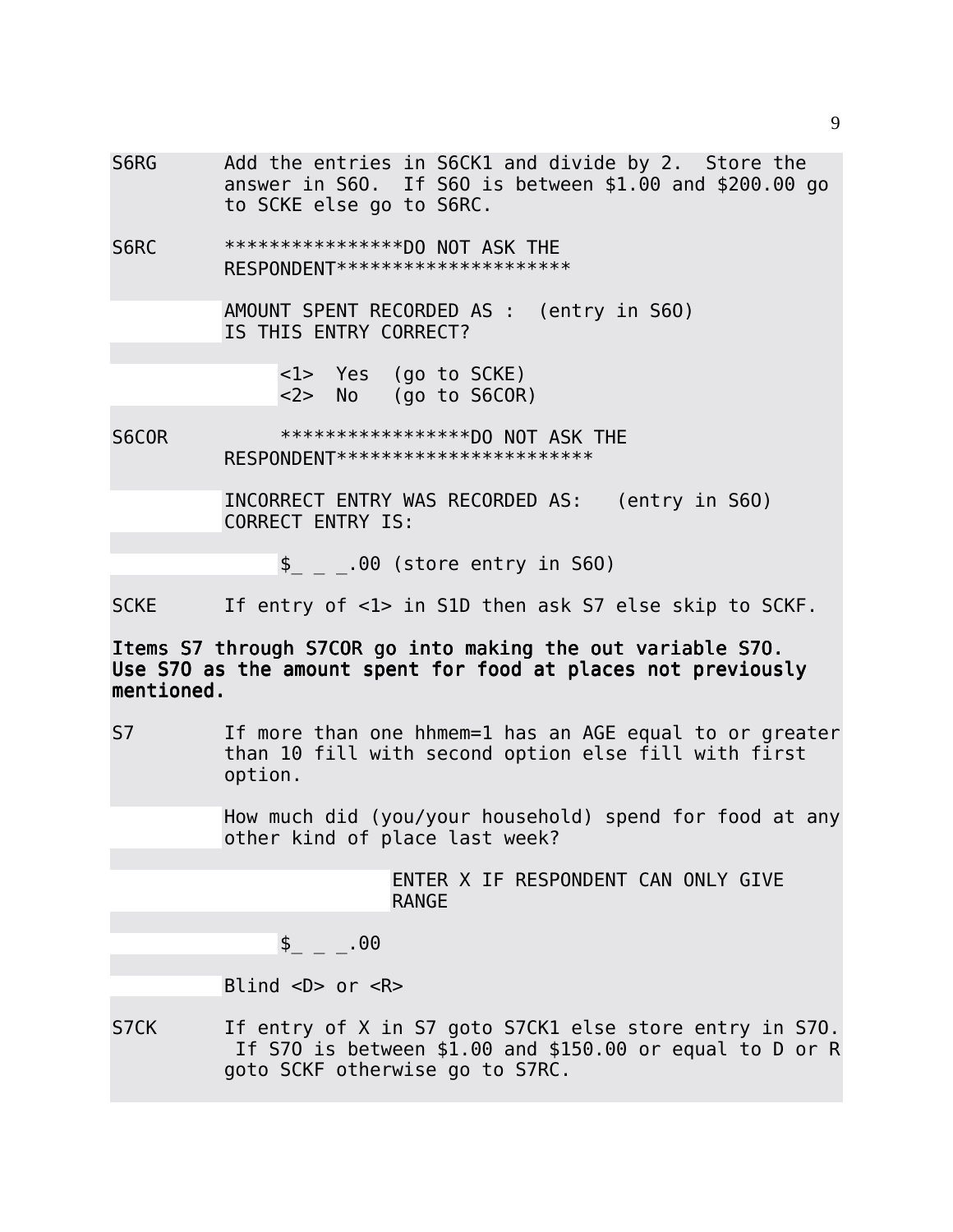S6RG Add the entries in S6CK1 and divide by 2. Store the answer in S6O. If S6O is between $1.00 and $200.00 go to SCKE else go to S6RC.

S6RC ****************DO NOT ASK THE RESPONDENT********************

AMOUNT SPENT RECORDED AS : (entry in S6O)
IS THIS ENTRY CORRECT?

<1> Yes (go to SCKE)
<2> No (go to S6COR)

S6COR *****************DO NOT ASK THE RESPONDENT**********************

INCORRECT ENTRY WAS RECORDED AS: (entry in S6O)
CORRECT ENTRY IS:

$_ _ _.00 (store entry in S6O)

SCKE If entry of <1> in S1D then ask S7 else skip to SCKF.

**Items S7 through S7COR go into making the out variable S7O. Use S7O as the amount spent for food at places not previously mentioned.**

S7 If more than one hhmem=1 has an AGE equal to or greater than 10 fill with second option else fill with first option.

How much did (you/your household) spend for food at any other kind of place last week?

ENTER X IF RESPONDENT CAN ONLY GIVE RANGE

$_ _ _.00

Blind <D> or <R>

S7CK If entry of X in S7 goto S7CK1 else store entry in S7O. If S7O is between $1.00 and $150.00 or equal to D or R goto SCKF otherwise go to S7RC.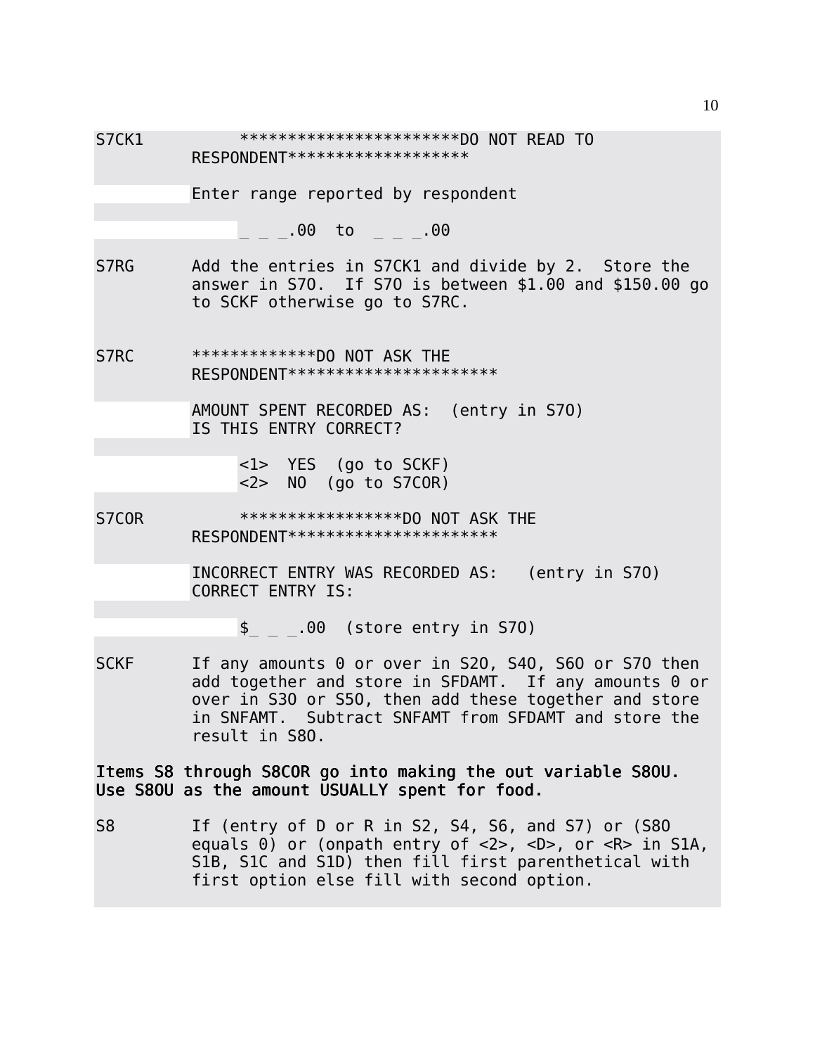S7CK1 ***********************DO NOT READ TO RESPONDENT*******************

Enter range reported by respondent

_ _ _.00 to _ _ _.00

S7RG Add the entries in S7CK1 and divide by 2. Store the answer in S7O. If S7O is between $1.00 and $150.00 go to SCKF otherwise go to S7RC.

S7RC *************DO NOT ASK THE RESPONDENT**********************

AMOUNT SPENT RECORDED AS: (entry in S7O)
IS THIS ENTRY CORRECT?

<1> YES (go to SCKF)
<2> NO (go to S7COR)

S7COR *****************DO NOT ASK THE RESPONDENT**********************

INCORRECT ENTRY WAS RECORDED AS: (entry in S7O)
CORRECT ENTRY IS:

$_ _ _.00 (store entry in S7O)

SCKF If any amounts 0 or over in S2O, S4O, S6O or S7O then add together and store in SFDAMT. If any amounts 0 or over in S3O or S5O, then add these together and store in SNFAMT. Subtract SNFAMT from SFDAMT and store the result in S8O.

**Items S8 through S8COR go into making the out variable S8OU. Use S8OU as the amount USUALLY spent for food.**

S8 If (entry of D or R in S2, S4, S6, and S7) or (S8O equals 0) or (onpath entry of <2>, <D>, or <R> in S1A, S1B, S1C and S1D) then fill first parenthetical with first option else fill with second option.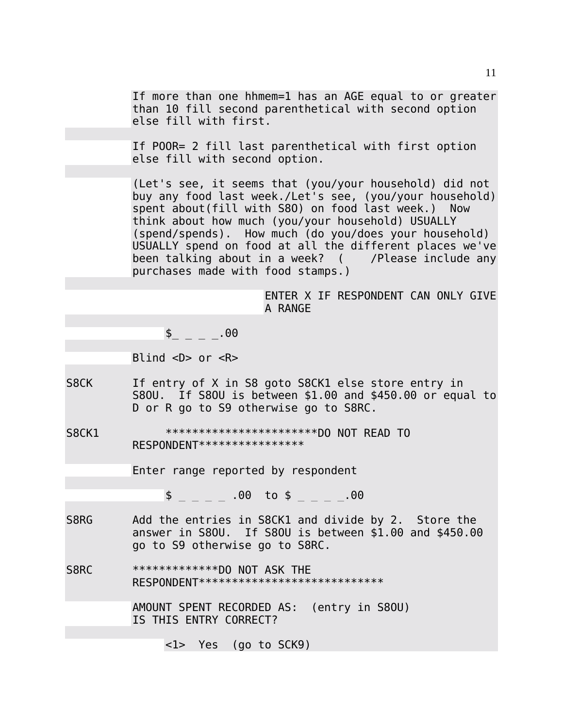If more than one hhmem=1 has an AGE equal to or greater than 10 fill second parenthetical with second option else fill with first.

If POOR= 2 fill last parenthetical with first option else fill with second option.

(Let's see, it seems that (you/your household) did not buy any food last week./Let's see, (you/your household) spent about(fill with S8O) on food last week.) Now think about how much (you/your household) USUALLY (spend/spends). How much (do you/does your household) USUALLY spend on food at all the different places we've been talking about in a week? (    /Please include any purchases made with food stamps.)

ENTER X IF RESPONDENT CAN ONLY GIVE A RANGE

$_ _ _ _.00

Blind <D> or <R>

**S8CK** If entry of X in S8 goto S8CK1 else store entry in S8OU. If S8OU is between $1.00 and $450.00 or equal to D or R go to S9 otherwise go to S8RC.

**S8CK1** ************************DO NOT READ TO RESPONDENT****************

Enter range reported by respondent

$ _ _ _ _ .00 to $ _ _ _ _.00

**S8RG** Add the entries in S8CK1 and divide by 2. Store the answer in S8OU. If S8OU is between $1.00 and $450.00 go to S9 otherwise go to S8RC.

**S8RC** *************DO NOT ASK THE RESPONDENT****************************

AMOUNT SPENT RECORDED AS: (entry in S8OU)
IS THIS ENTRY CORRECT?

<1> Yes (go to SCK9)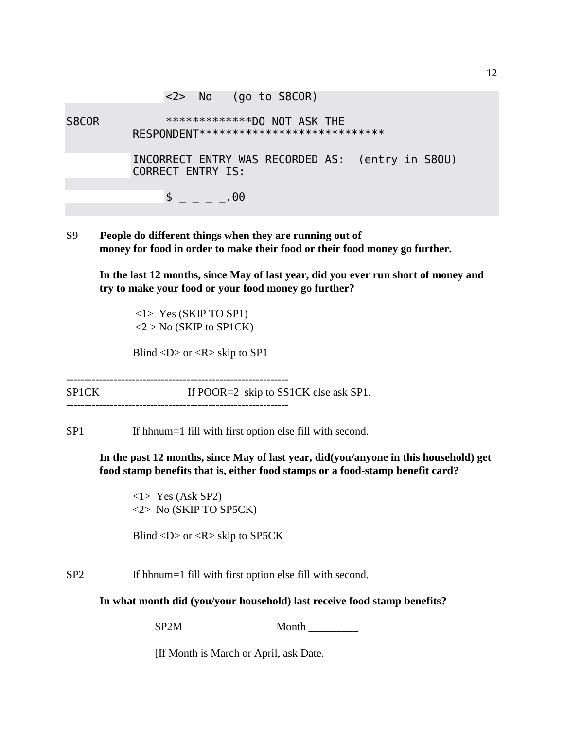```
          <2>  No   (go to S8COR)

S8COR          *************DO NOT ASK THE
          RESPONDENT****************************

          INCORRECT ENTRY WAS RECORDED AS:  (entry in S8OU)
          CORRECT ENTRY IS:

               $ _ _ _ _.00
```

S9 **People do different things when they are running out of money for food in order to make their food or their food money go further.**

**In the last 12 months, since May of last year, did you ever run short of money and try to make your food or your food money go further?**

<1> Yes (SKIP TO SP1)
<2 > No (SKIP to SP1CK)

Blind <D> or <R> skip to SP1

-------------------------------------------------------------
SP1CK If POOR=2 skip to SS1CK else ask SP1.
-------------------------------------------------------------

SP1 If hhnum=1 fill with first option else fill with second.

**In the past 12 months, since May of last year, did(you/anyone in this household) get food stamp benefits that is, either food stamps or a food-stamp benefit card?**

<1> Yes (Ask SP2)
<2> No (SKIP TO SP5CK)

Blind <D> or <R> skip to SP5CK

SP2 If hhnum=1 fill with first option else fill with second.

**In what month did (you/your household) last receive food stamp benefits?**

SP2M Month _________

[If Month is March or April, ask Date.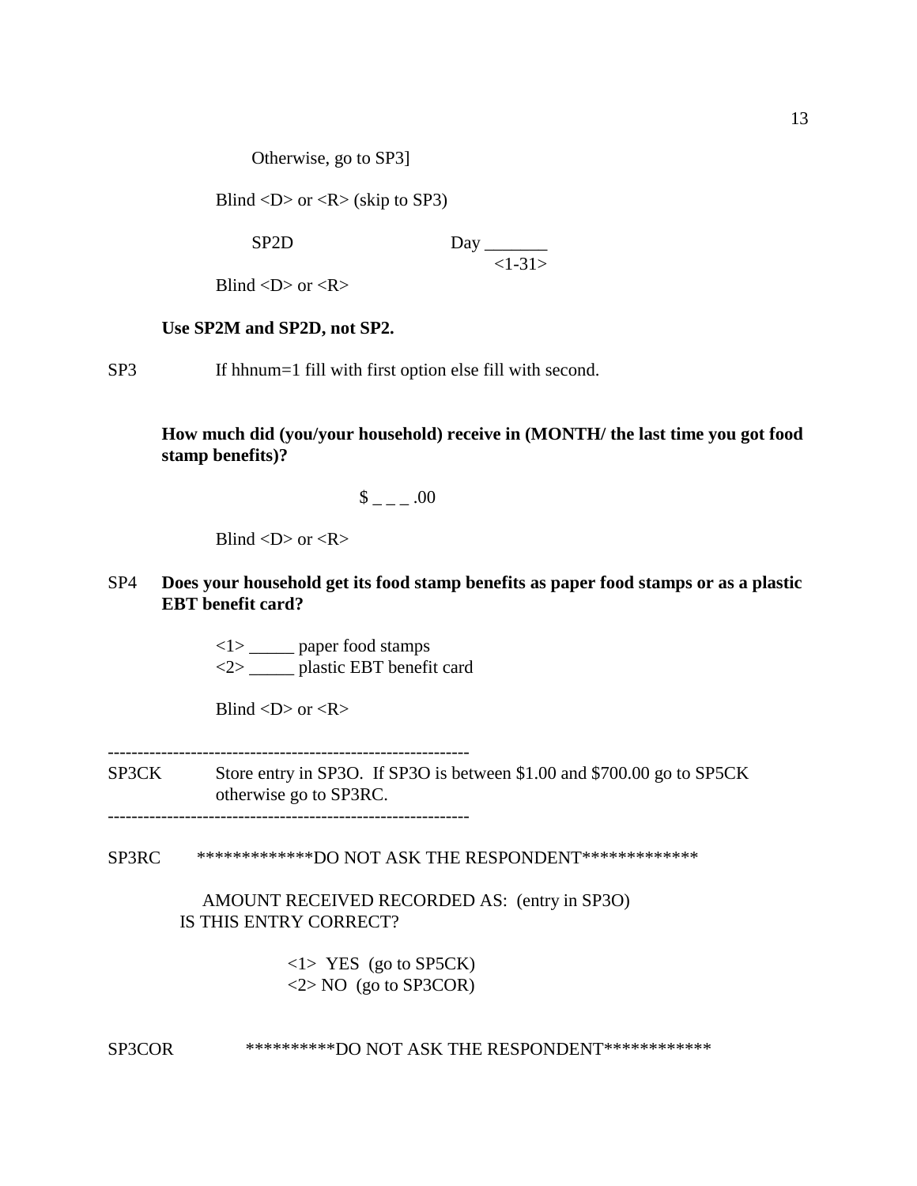Otherwise, go to SP3]

Blind <D> or <R> (skip to SP3)

SP2D Day _______
<1-31>

Blind <D> or <R>

**Use SP2M and SP2D, not SP2.**

SP3 If hhnum=1 fill with first option else fill with second.

**How much did (you/your household) receive in (MONTH/ the last time you got food stamp benefits)?**

$ _ _ _ .00

Blind <D> or <R>

SP4 **Does your household get its food stamp benefits as paper food stamps or as a plastic EBT benefit card?**

<1> _____ paper food stamps
<2> _____ plastic EBT benefit card

Blind <D> or <R>

------------------------------------------------------------

SP3CK Store entry in SP3O. If SP3O is between $1.00 and $700.00 go to SP5CK otherwise go to SP3RC.

------------------------------------------------------------

SP3RC *************DO NOT ASK THE RESPONDENT*************

AMOUNT RECEIVED RECORDED AS: (entry in SP3O)
IS THIS ENTRY CORRECT?

<1> YES (go to SP5CK)
<2> NO (go to SP3COR)

SP3COR **********DO NOT ASK THE RESPONDENT************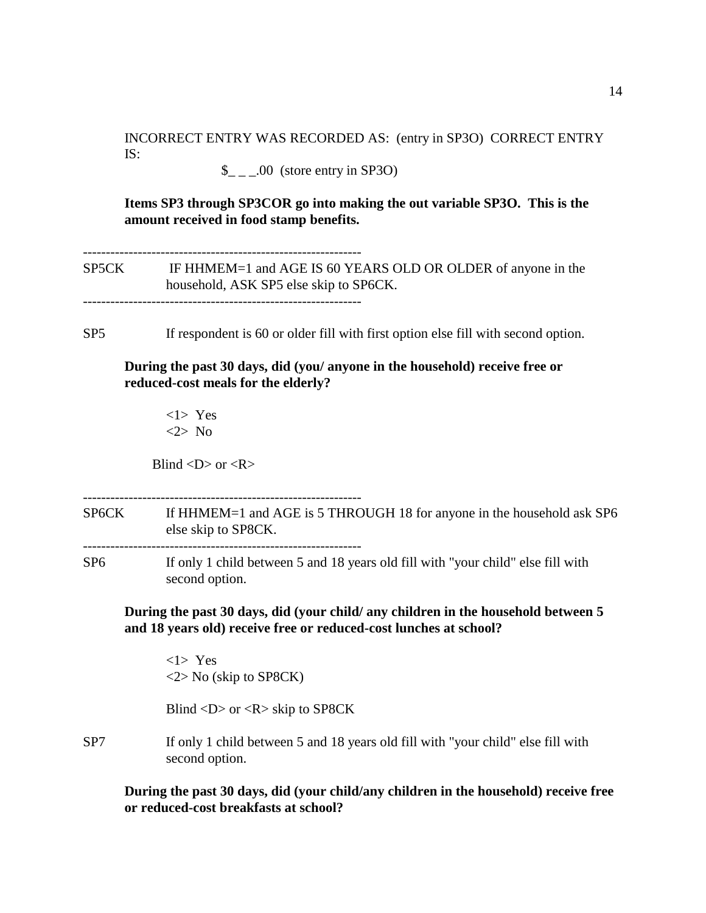INCORRECT ENTRY WAS RECORDED AS: (entry in SP3O) CORRECT ENTRY IS:

$_ _ _.00 (store entry in SP3O)

**Items SP3 through SP3COR go into making the out variable SP3O. This is the amount received in food stamp benefits.**

-------------------------------------------------------------

SP5CK IF HHMEM=1 and AGE IS 60 YEARS OLD OR OLDER of anyone in the household, ASK SP5 else skip to SP6CK.

-------------------------------------------------------------

SP5 If respondent is 60 or older fill with first option else fill with second option.

**During the past 30 days, did (you/ anyone in the household) receive free or reduced-cost meals for the elderly?**

<1> Yes
<2> No

Blind <D> or <R>

-------------------------------------------------------------

SP6CK If HHMEM=1 and AGE is 5 THROUGH 18 for anyone in the household ask SP6 else skip to SP8CK.

-------------------------------------------------------------

SP6 If only 1 child between 5 and 18 years old fill with "your child" else fill with second option.

**During the past 30 days, did (your child/ any children in the household between 5 and 18 years old) receive free or reduced-cost lunches at school?**

<1> Yes
<2> No (skip to SP8CK)

Blind <D> or <R> skip to SP8CK

SP7 If only 1 child between 5 and 18 years old fill with "your child" else fill with second option.

**During the past 30 days, did (your child/any children in the household) receive free or reduced-cost breakfasts at school?**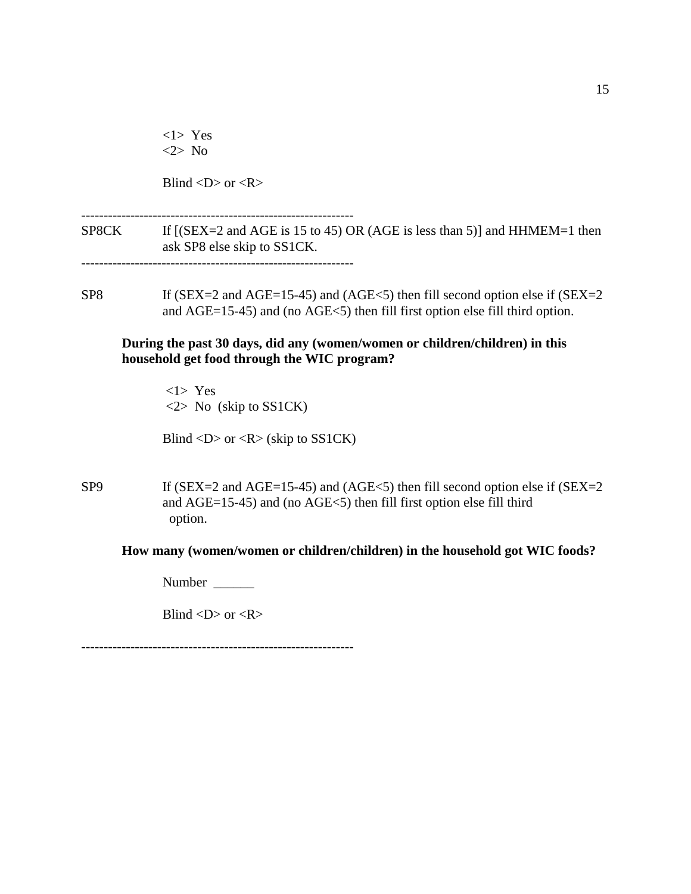<1> Yes
<2> No

Blind <D> or <R>

------------------------------------------------------------

SP8CK  If [(SEX=2 and AGE is 15 to 45) OR (AGE is less than 5)] and HHMEM=1 then ask SP8 else skip to SS1CK.

------------------------------------------------------------

SP8  If (SEX=2 and AGE=15-45) and (AGE<5) then fill second option else if (SEX=2 and AGE=15-45) and (no AGE<5) then fill first option else fill third option.

**During the past 30 days, did any (women/women or children/children) in this household get food through the WIC program?**

<1> Yes
<2> No (skip to SS1CK)

Blind <D> or <R> (skip to SS1CK)

SP9  If (SEX=2 and AGE=15-45) and (AGE<5) then fill second option else if (SEX=2 and AGE=15-45) and (no AGE<5) then fill first option else fill third option.

**How many (women/women or children/children) in the household got WIC foods?**

Number ______

Blind <D> or <R>

------------------------------------------------------------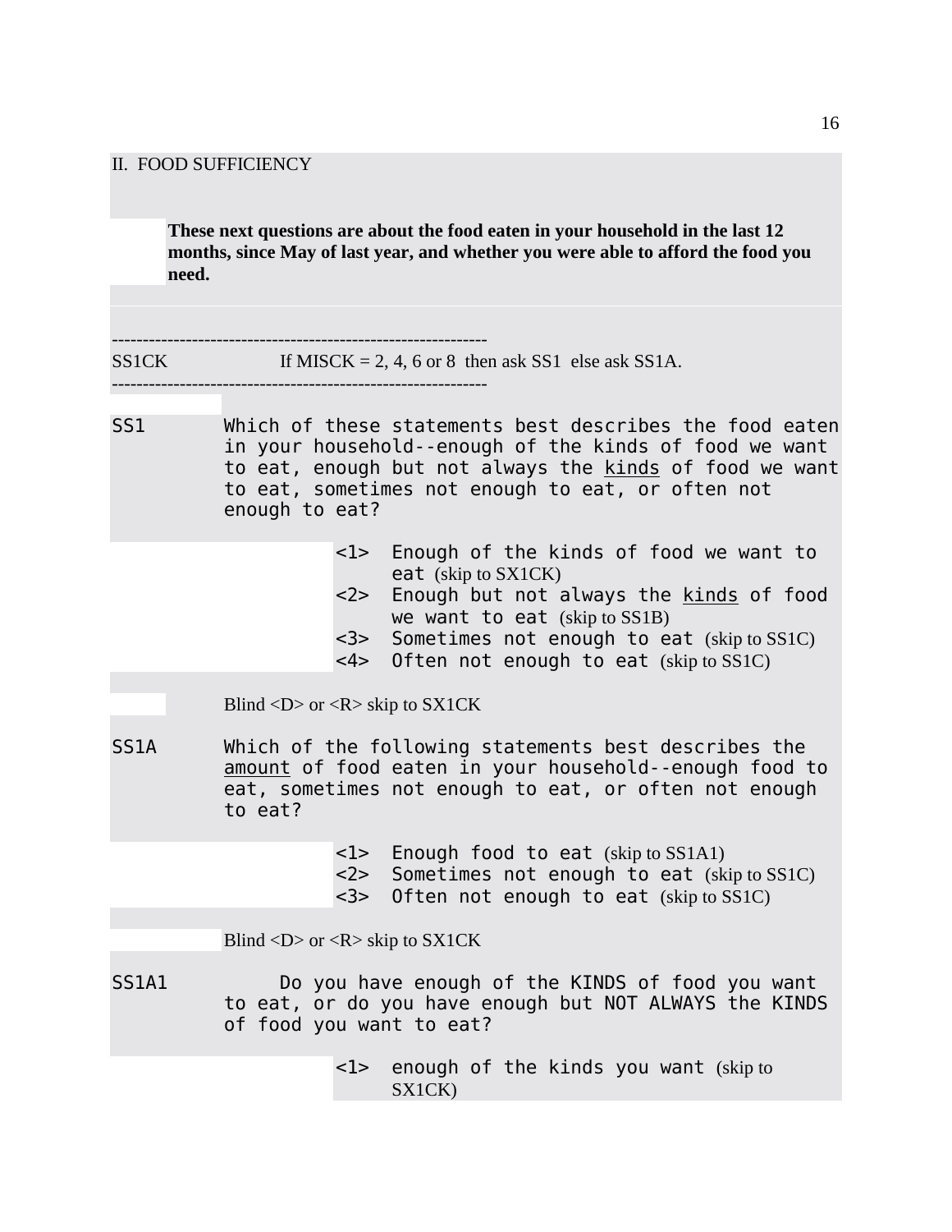## II. FOOD SUFFICIENCY

**These next questions are about the food eaten in your household in the last 12 months, since May of last year, and whether you were able to afford the food you need.**

------------------------------------------------------------

SS1CK If MISCK = 2, 4, 6 or 8 then ask SS1 else ask SS1A.

------------------------------------------------------------

SS1 Which of these statements best describes the food eaten in your household--enough of the kinds of food we want to eat, enough but not always the <u>kinds</u> of food we want to eat, sometimes not enough to eat, or often not enough to eat?

- <1> Enough of the kinds of food we want to eat (skip to SX1CK)
- <2> Enough but not always the <u>kinds</u> of food we want to eat (skip to SS1B)
- <3> Sometimes not enough to eat (skip to SS1C)
- <4> Often not enough to eat (skip to SS1C)

Blind <D> or <R> skip to SX1CK

SS1A Which of the following statements best describes the <u>amount</u> of food eaten in your household--enough food to eat, sometimes not enough to eat, or often not enough to eat?

- <1> Enough food to eat (skip to SS1A1)
- <2> Sometimes not enough to eat (skip to SS1C)
- <3> Often not enough to eat (skip to SS1C)

Blind <D> or <R> skip to SX1CK

SS1A1 Do you have enough of the KINDS of food you want to eat, or do you have enough but NOT ALWAYS the KINDS of food you want to eat?

- <1> enough of the kinds you want (skip to SX1CK)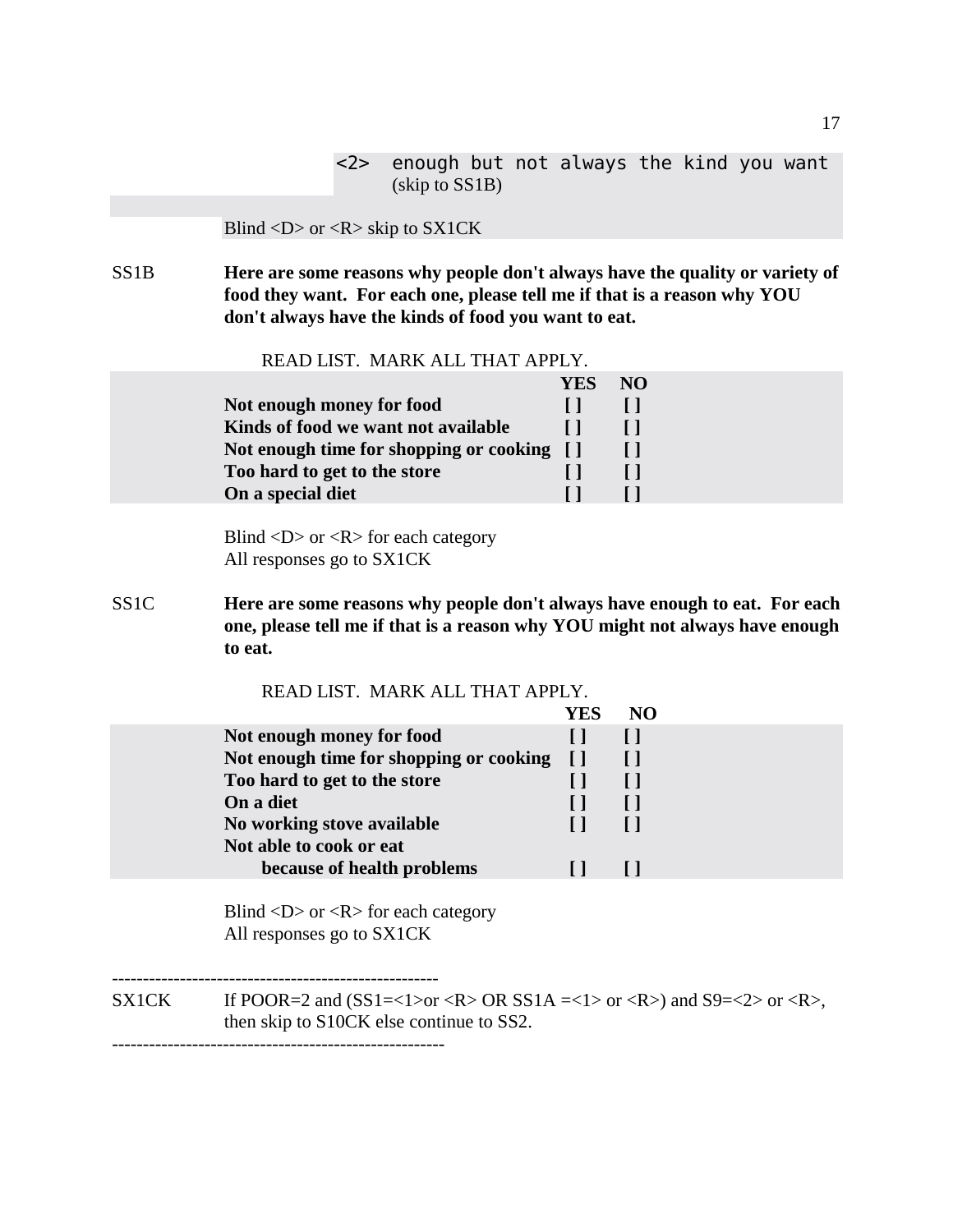<2> enough but not always the kind you want (skip to SS1B)

Blind <D> or <R> skip to SX1CK

SS1B **Here are some reasons why people don't always have the quality or variety of food they want. For each one, please tell me if that is a reason why YOU don't always have the kinds of food you want to eat.**

READ LIST. MARK ALL THAT APPLY.

| | YES | NO |
|---|---|---|
| **Not enough money for food** | [ ] | [ ] |
| **Kinds of food we want not available** | [ ] | [ ] |
| **Not enough time for shopping or cooking** | [ ] | [ ] |
| **Too hard to get to the store** | [ ] | [ ] |
| **On a special diet** | [ ] | [ ] |

Blind <D> or <R> for each category
All responses go to SX1CK

SS1C **Here are some reasons why people don't always have enough to eat. For each one, please tell me if that is a reason why YOU might not always have enough to eat.**

READ LIST. MARK ALL THAT APPLY.

| | YES | NO |
|---|---|---|
| **Not enough money for food** | [ ] | [ ] |
| **Not enough time for shopping or cooking** | [ ] | [ ] |
| **Too hard to get to the store** | [ ] | [ ] |
| **On a diet** | [ ] | [ ] |
| **No working stove available** | [ ] | [ ] |
| **Not able to cook or eat because of health problems** | [ ] | [ ] |

Blind <D> or <R> for each category
All responses go to SX1CK

-----------------------------------------------------

SX1CK If POOR=2 and (SS1=<1>or <R> OR SS1A =<1> or <R>) and S9=<2> or <R>, then skip to S10CK else continue to SS2.

-----------------------------------------------------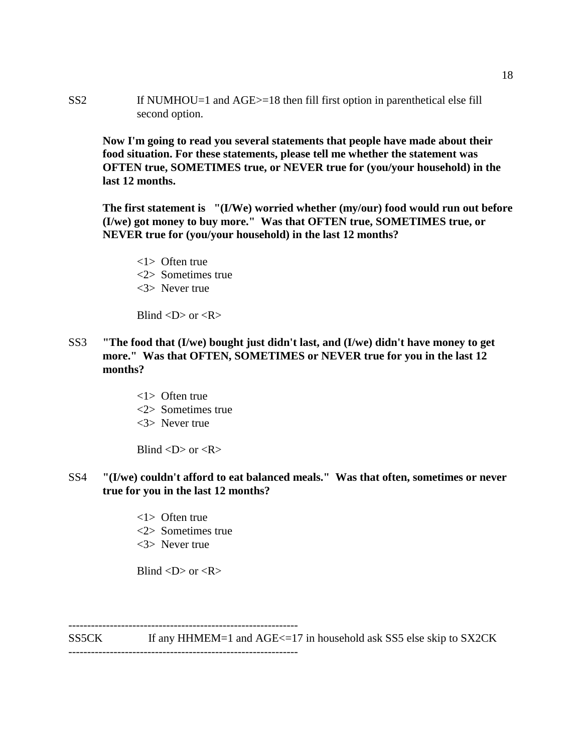SS2 If NUMHOU=1 and AGE>=18 then fill first option in parenthetical else fill second option.

**Now I'm going to read you several statements that people have made about their food situation. For these statements, please tell me whether the statement was OFTEN true, SOMETIMES true, or NEVER true for (you/your household) in the last 12 months.**

**The first statement is "(I/We) worried whether (my/our) food would run out before (I/we) got money to buy more." Was that OFTEN true, SOMETIMES true, or NEVER true for (you/your household) in the last 12 months?**

<1> Often true
<2> Sometimes true
<3> Never true

Blind <D> or <R>

SS3 **"The food that (I/we) bought just didn't last, and (I/we) didn't have money to get more." Was that OFTEN, SOMETIMES or NEVER true for you in the last 12 months?**

<1> Often true
<2> Sometimes true
<3> Never true

Blind <D> or <R>

SS4 **"(I/we) couldn't afford to eat balanced meals." Was that often, sometimes or never true for you in the last 12 months?**

<1> Often true
<2> Sometimes true
<3> Never true

Blind <D> or <R>

---

SS5CK If any HHMEM=1 and AGE<=17 in household ask SS5 else skip to SX2CK

---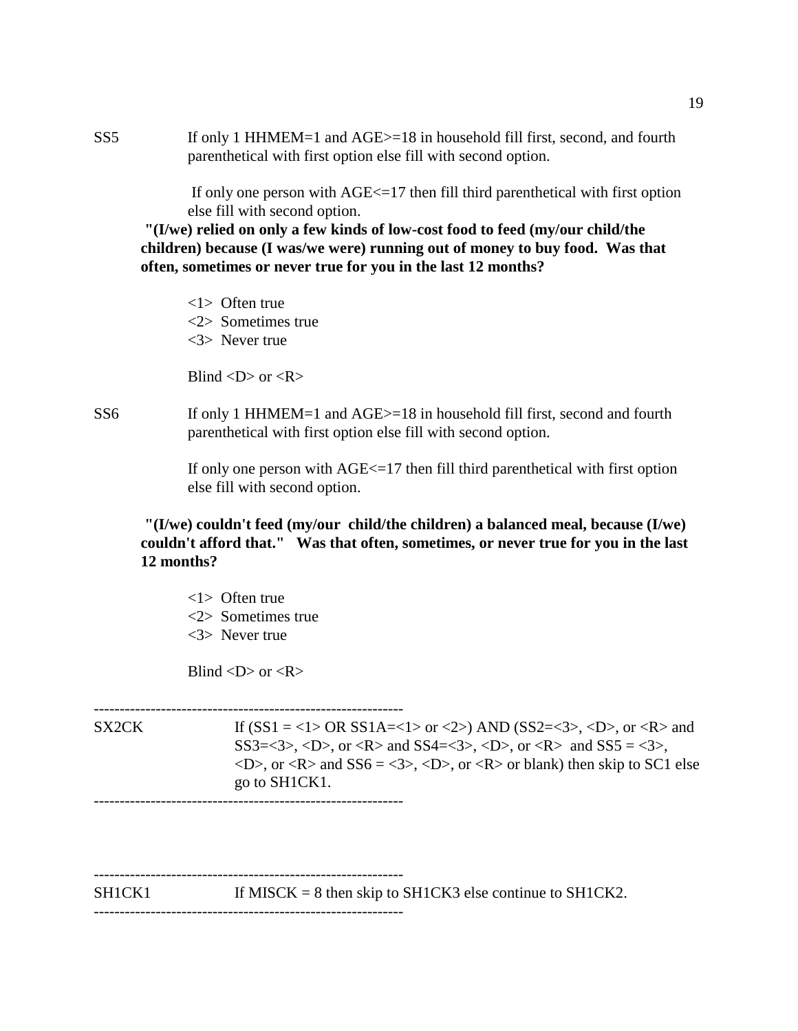SS5 If only 1 HHMEM=1 and AGE>=18 in household fill first, second, and fourth parenthetical with first option else fill with second option.

If only one person with AGE<=17 then fill third parenthetical with first option else fill with second option.

**"(I/we) relied on only a few kinds of low-cost food to feed (my/our child/the children) because (I was/we were) running out of money to buy food. Was that often, sometimes or never true for you in the last 12 months?**

<1> Often true
<2> Sometimes true
<3> Never true

Blind <D> or <R>

SS6 If only 1 HHMEM=1 and AGE>=18 in household fill first, second and fourth parenthetical with first option else fill with second option.

If only one person with AGE<=17 then fill third parenthetical with first option else fill with second option.

**"(I/we) couldn't feed (my/our child/the children) a balanced meal, because (I/we) couldn't afford that." Was that often, sometimes, or never true for you in the last 12 months?**

<1> Often true
<2> Sometimes true
<3> Never true

Blind <D> or <R>

------------------------------------------------------------

SX2CK If (SS1 = <1> OR SS1A=<1> or <2>) AND (SS2=<3>, <D>, or <R> and SS3=<3>, <D>, or <R> and SS4=<3>, <D>, or <R> and SS5 = <3>, <D>, or <R> and SS6 = <3>, <D>, or <R> or blank) then skip to SC1 else go to SH1CK1.

------------------------------------------------------------

------------------------------------------------------------

SH1CK1 If MISCK = 8 then skip to SH1CK3 else continue to SH1CK2.

------------------------------------------------------------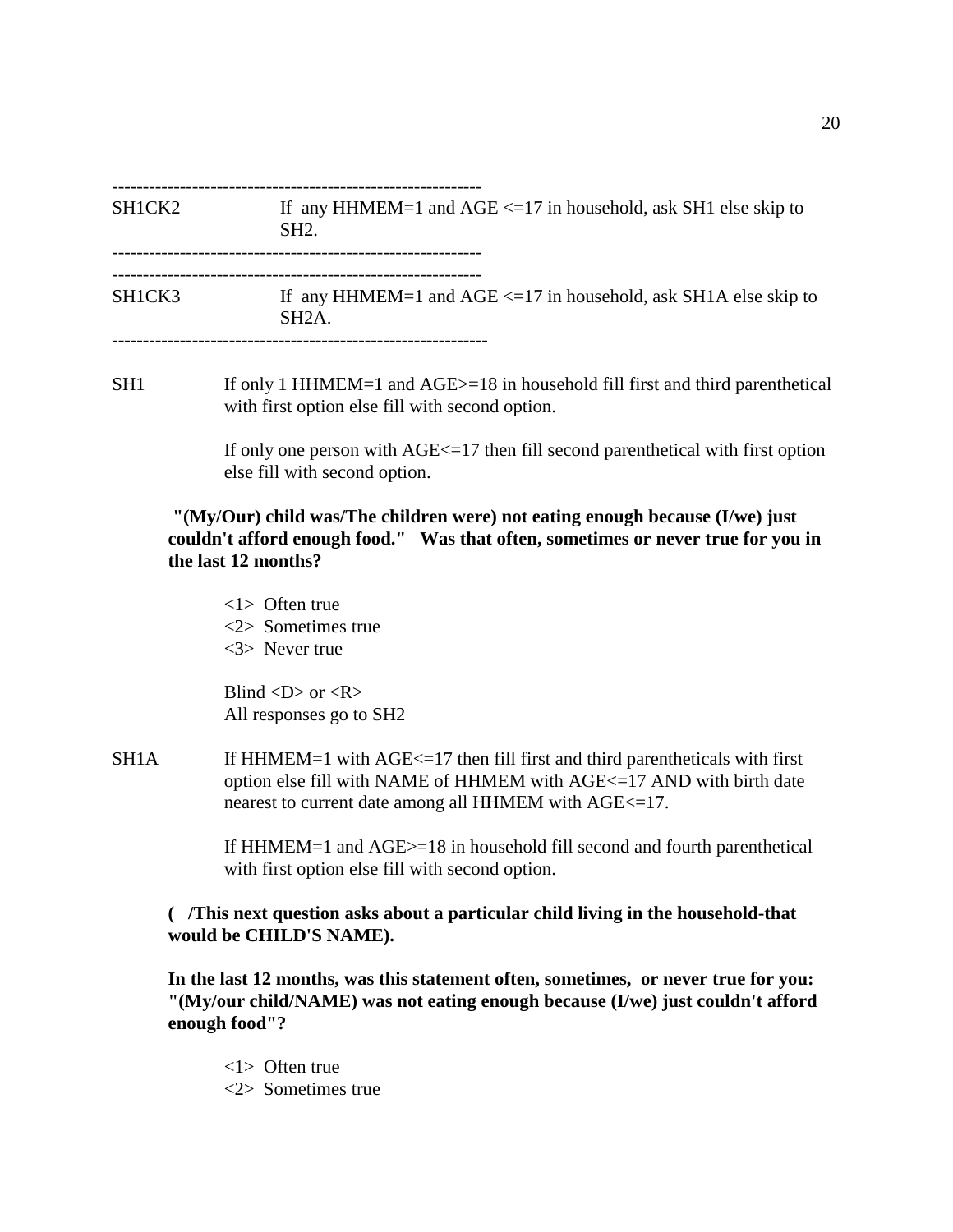------------------------------------------------------------

SH1CK2 If any HHMEM=1 and AGE <=17 in household, ask SH1 else skip to SH2.

------------------------------------------------------------

------------------------------------------------------------

SH1CK3 If any HHMEM=1 and AGE <=17 in household, ask SH1A else skip to SH2A.

------------------------------------------------------------

SH1 If only 1 HHMEM=1 and AGE>=18 in household fill first and third parenthetical with first option else fill with second option.

If only one person with AGE<=17 then fill second parenthetical with first option else fill with second option.

**"(My/Our) child was/The children were) not eating enough because (I/we) just couldn't afford enough food." Was that often, sometimes or never true for you in the last 12 months?**

<1> Often true
<2> Sometimes true
<3> Never true

Blind <D> or <R>
All responses go to SH2

SH1A If HHMEM=1 with AGE<=17 then fill first and third parentheticals with first option else fill with NAME of HHMEM with AGE<=17 AND with birth date nearest to current date among all HHMEM with AGE<=17.

If HHMEM=1 and AGE>=18 in household fill second and fourth parenthetical with first option else fill with second option.

**( /This next question asks about a particular child living in the household-that would be CHILD'S NAME).**

**In the last 12 months, was this statement often, sometimes, or never true for you: "(My/our child/NAME) was not eating enough because (I/we) just couldn't afford enough food"?**

<1> Often true
<2> Sometimes true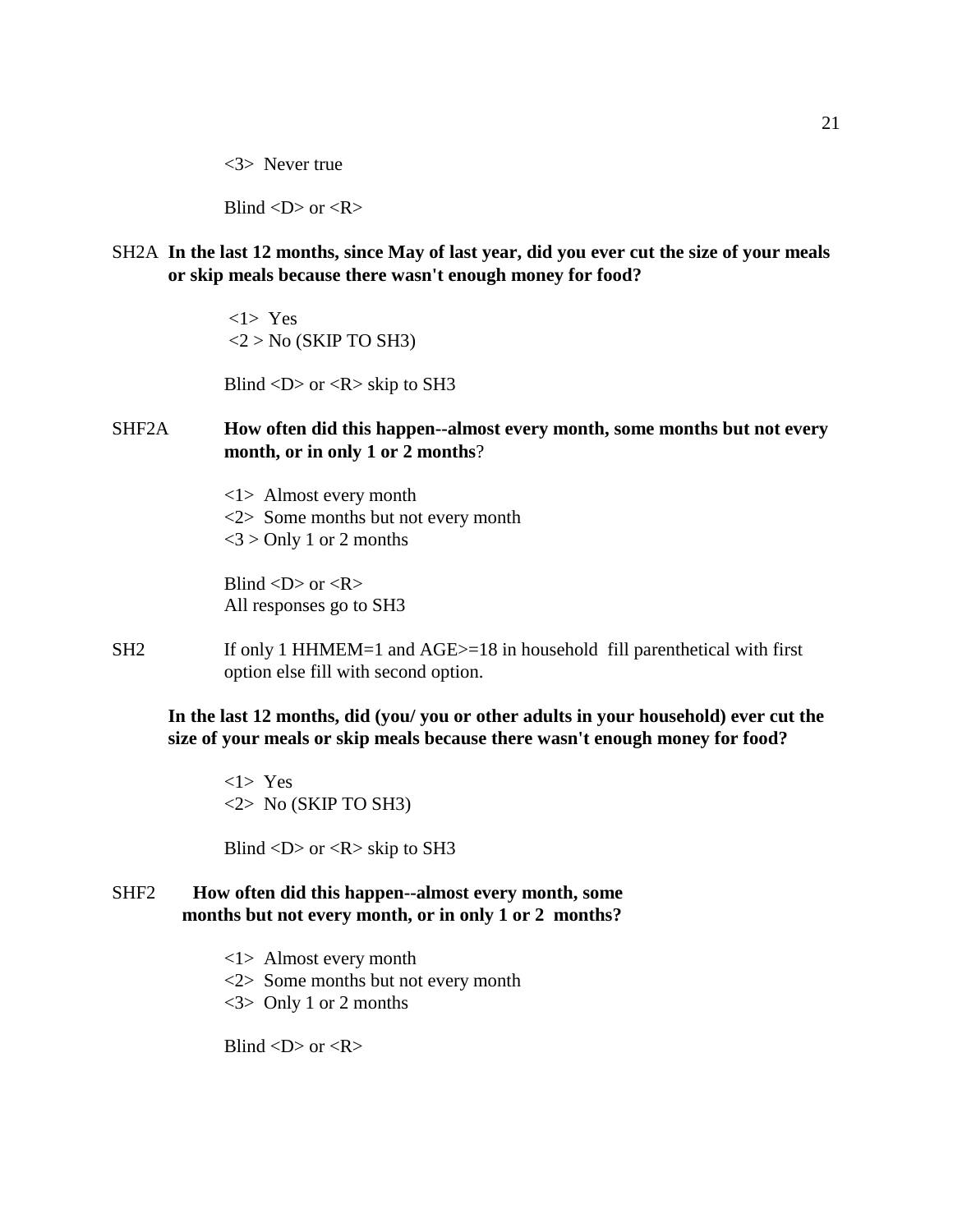<3>  Never true

Blind <D> or <R>

SH2A **In the last 12 months, since May of last year, did you ever cut the size of your meals or skip meals because there wasn't enough money for food?**

<1>  Yes
<2 > No (SKIP TO SH3)

Blind <D> or <R> skip to SH3

SHF2A **How often did this happen--almost every month, some months but not every month, or in only 1 or 2 months**?

<1>  Almost every month
<2>  Some months but not every month
<3 > Only 1 or 2 months

Blind <D> or <R>
All responses go to SH3

SH2 If only 1 HHMEM=1 and AGE>=18 in household  fill parenthetical with first option else fill with second option.

**In the last 12 months, did (you/ you or other adults in your household) ever cut the size of your meals or skip meals because there wasn't enough money for food?**

<1>  Yes
<2>  No (SKIP TO SH3)

Blind <D> or <R> skip to SH3

SHF2 **How often did this happen--almost every month, some months but not every month, or in only 1 or 2  months?**

<1>  Almost every month
<2>  Some months but not every month
<3>  Only 1 or 2 months

Blind <D> or <R>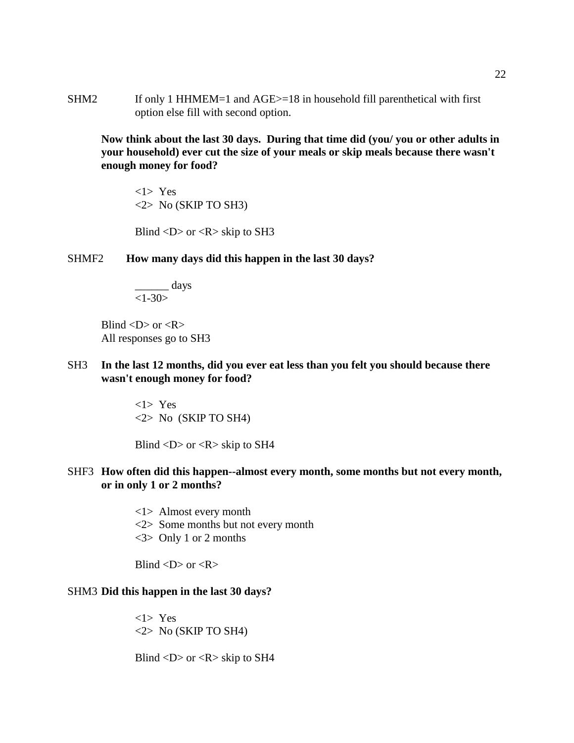SHM2 If only 1 HHMEM=1 and AGE>=18 in household fill parenthetical with first option else fill with second option.

**Now think about the last 30 days. During that time did (you/ you or other adults in your household) ever cut the size of your meals or skip meals because there wasn't enough money for food?**

<1> Yes
<2> No (SKIP TO SH3)

Blind <D> or <R> skip to SH3

SHMF2 **How many days did this happen in the last 30 days?**

______ days
<1-30>

Blind <D> or <R>
All responses go to SH3

SH3 **In the last 12 months, did you ever eat less than you felt you should because there wasn't enough money for food?**

<1> Yes
<2> No (SKIP TO SH4)

Blind <D> or <R> skip to SH4

SHF3 **How often did this happen--almost every month, some months but not every month, or in only 1 or 2 months?**

<1> Almost every month
<2> Some months but not every month
<3> Only 1 or 2 months

Blind <D> or <R>

SHM3 **Did this happen in the last 30 days?**

<1> Yes
<2> No (SKIP TO SH4)

Blind <D> or <R> skip to SH4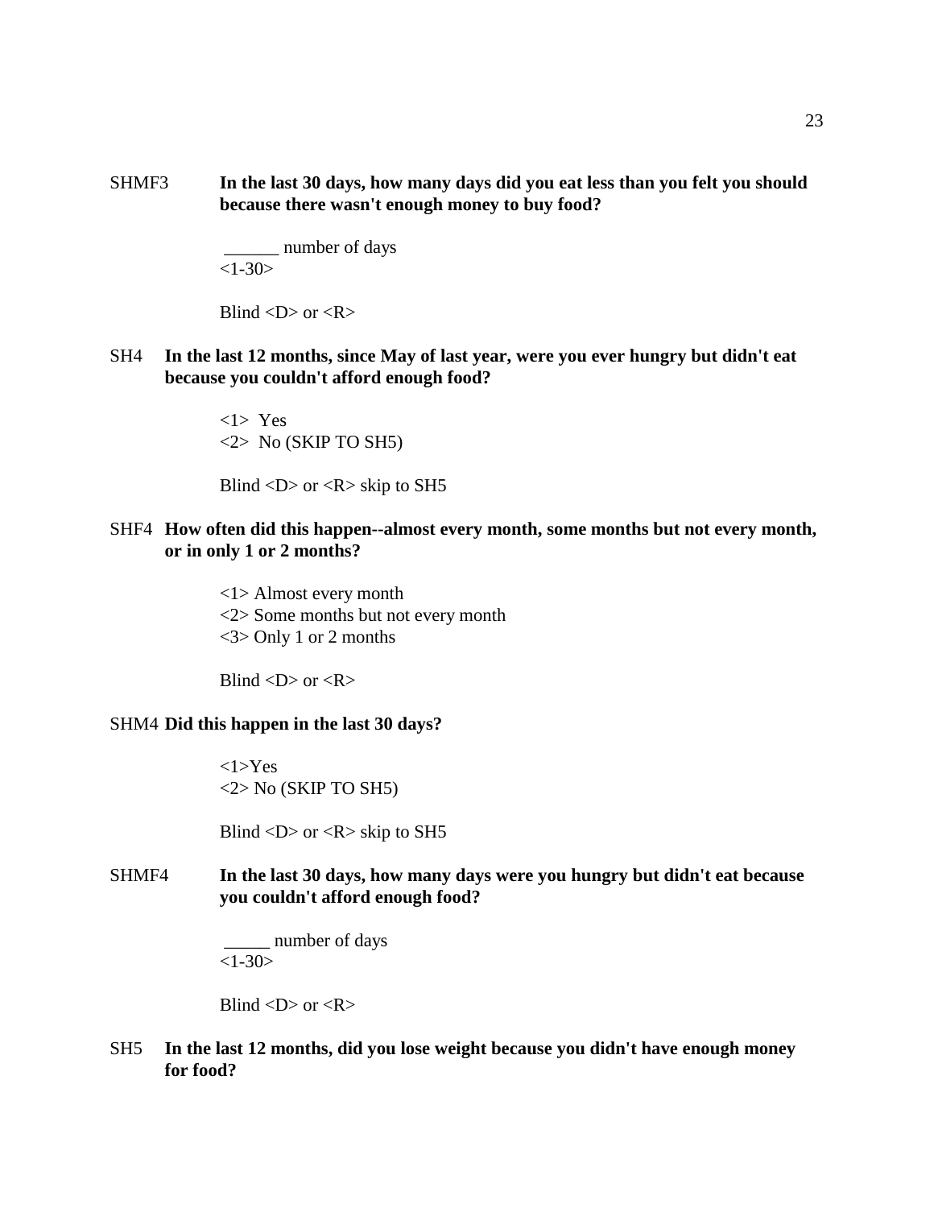SHMF3 **In the last 30 days, how many days did you eat less than you felt you should because there wasn't enough money to buy food?**

______ number of days
<1-30>

Blind <D> or <R>

SH4 **In the last 12 months, since May of last year, were you ever hungry but didn't eat because you couldn't afford enough food?**

<1> Yes
<2> No (SKIP TO SH5)

Blind <D> or <R> skip to SH5

SHF4 **How often did this happen--almost every month, some months but not every month, or in only 1 or 2 months?**

<1> Almost every month
<2> Some months but not every month
<3> Only 1 or 2 months

Blind <D> or <R>

SHM4 **Did this happen in the last 30 days?**

<1>Yes
<2> No (SKIP TO SH5)

Blind <D> or <R> skip to SH5

SHMF4 **In the last 30 days, how many days were you hungry but didn't eat because you couldn't afford enough food?**

_____ number of days
<1-30>

Blind <D> or <R>

SH5 **In the last 12 months, did you lose weight because you didn't have enough money for food?**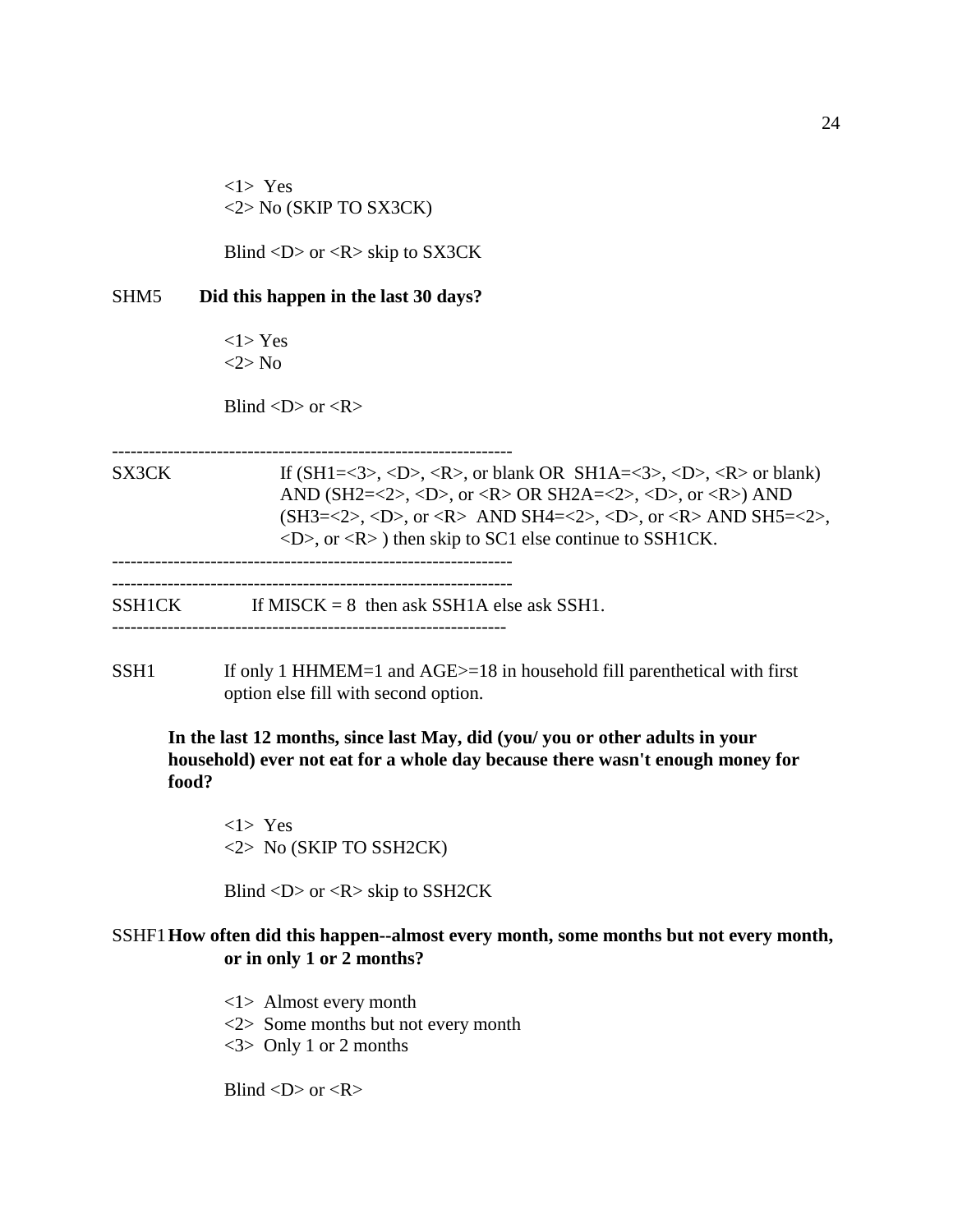<1> Yes
<2> No (SKIP TO SX3CK)

Blind <D> or <R> skip to SX3CK

SHM5 **Did this happen in the last 30 days?**

<1> Yes
<2> No

Blind <D> or <R>

---

SX3CK If (SH1=<3>, <D>, <R>, or blank OR SH1A=<3>, <D>, <R> or blank) AND (SH2=<2>, <D>, or <R> OR SH2A=<2>, <D>, or <R>) AND (SH3=<2>, <D>, or <R> AND SH4=<2>, <D>, or <R> AND SH5=<2>, <D>, or <R> ) then skip to SC1 else continue to SSH1CK.

---

---

SSH1CK If MISCK = 8 then ask SSH1A else ask SSH1.

---

SSH1 If only 1 HHMEM=1 and AGE>=18 in household fill parenthetical with first option else fill with second option.

**In the last 12 months, since last May, did (you/ you or other adults in your household) ever not eat for a whole day because there wasn't enough money for food?**

<1> Yes
<2> No (SKIP TO SSH2CK)

Blind <D> or <R> skip to SSH2CK

SSHF1 **How often did this happen--almost every month, some months but not every month, or in only 1 or 2 months?**

<1> Almost every month
<2> Some months but not every month
<3> Only 1 or 2 months

Blind <D> or <R>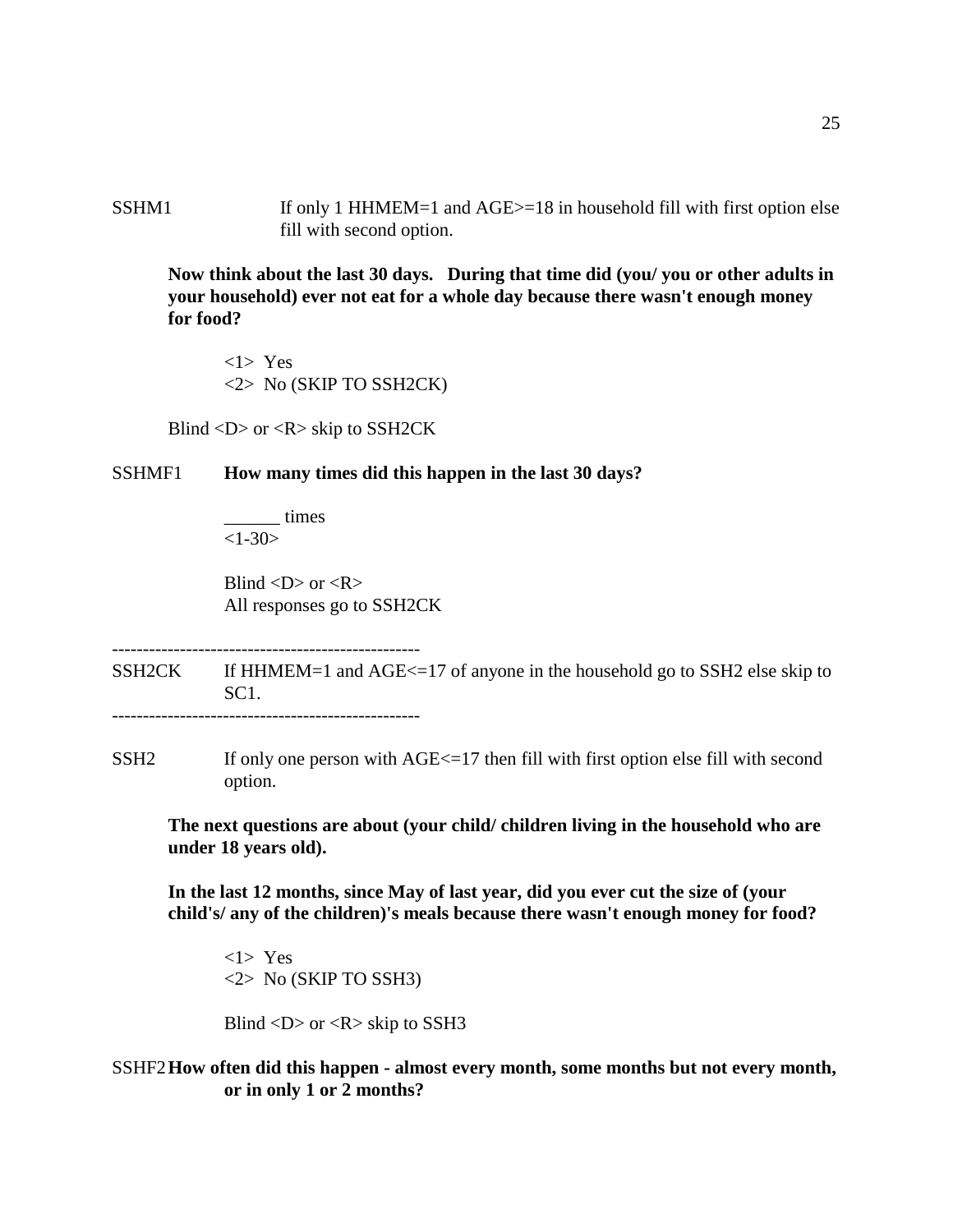SSHM1 If only 1 HHMEM=1 and AGE>=18 in household fill with first option else fill with second option.

**Now think about the last 30 days. During that time did (you/ you or other adults in your household) ever not eat for a whole day because there wasn't enough money for food?**

<1> Yes
<2> No (SKIP TO SSH2CK)

Blind <D> or <R> skip to SSH2CK

SSHMF1 **How many times did this happen in the last 30 days?**

______ times
<1-30>

Blind <D> or <R>
All responses go to SSH2CK

--------------------------------------------------

SSH2CK If HHMEM=1 and AGE<=17 of anyone in the household go to SSH2 else skip to SC1.

--------------------------------------------------

SSH2 If only one person with AGE<=17 then fill with first option else fill with second option.

**The next questions are about (your child/ children living in the household who are under 18 years old).**

**In the last 12 months, since May of last year, did you ever cut the size of (your child's/ any of the children)'s meals because there wasn't enough money for food?**

<1> Yes
<2> No (SKIP TO SSH3)

Blind <D> or <R> skip to SSH3

SSHF2 **How often did this happen - almost every month, some months but not every month, or in only 1 or 2 months?**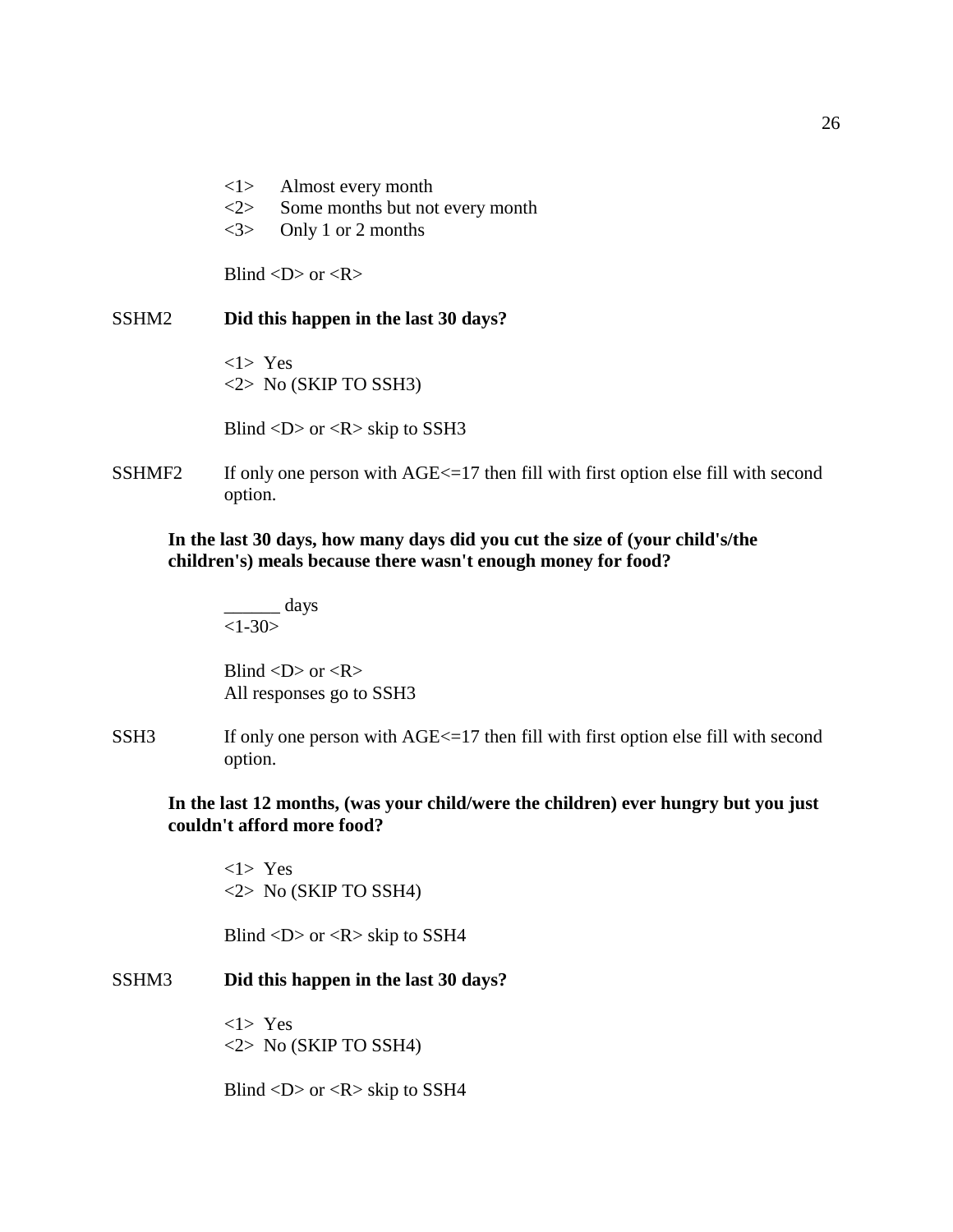<1> Almost every month
<2> Some months but not every month
<3> Only 1 or 2 months

Blind <D> or <R>

SSHM2 **Did this happen in the last 30 days?**

<1> Yes
<2> No (SKIP TO SSH3)

Blind <D> or <R> skip to SSH3

SSHMF2 If only one person with AGE<=17 then fill with first option else fill with second option.

**In the last 30 days, how many days did you cut the size of (your child's/the children's) meals because there wasn't enough money for food?**

______ days
<1-30>

Blind <D> or <R>
All responses go to SSH3

SSH3 If only one person with AGE<=17 then fill with first option else fill with second option.

**In the last 12 months, (was your child/were the children) ever hungry but you just couldn't afford more food?**

<1> Yes
<2> No (SKIP TO SSH4)

Blind <D> or <R> skip to SSH4

SSHM3 **Did this happen in the last 30 days?**

<1> Yes
<2> No (SKIP TO SSH4)

Blind <D> or <R> skip to SSH4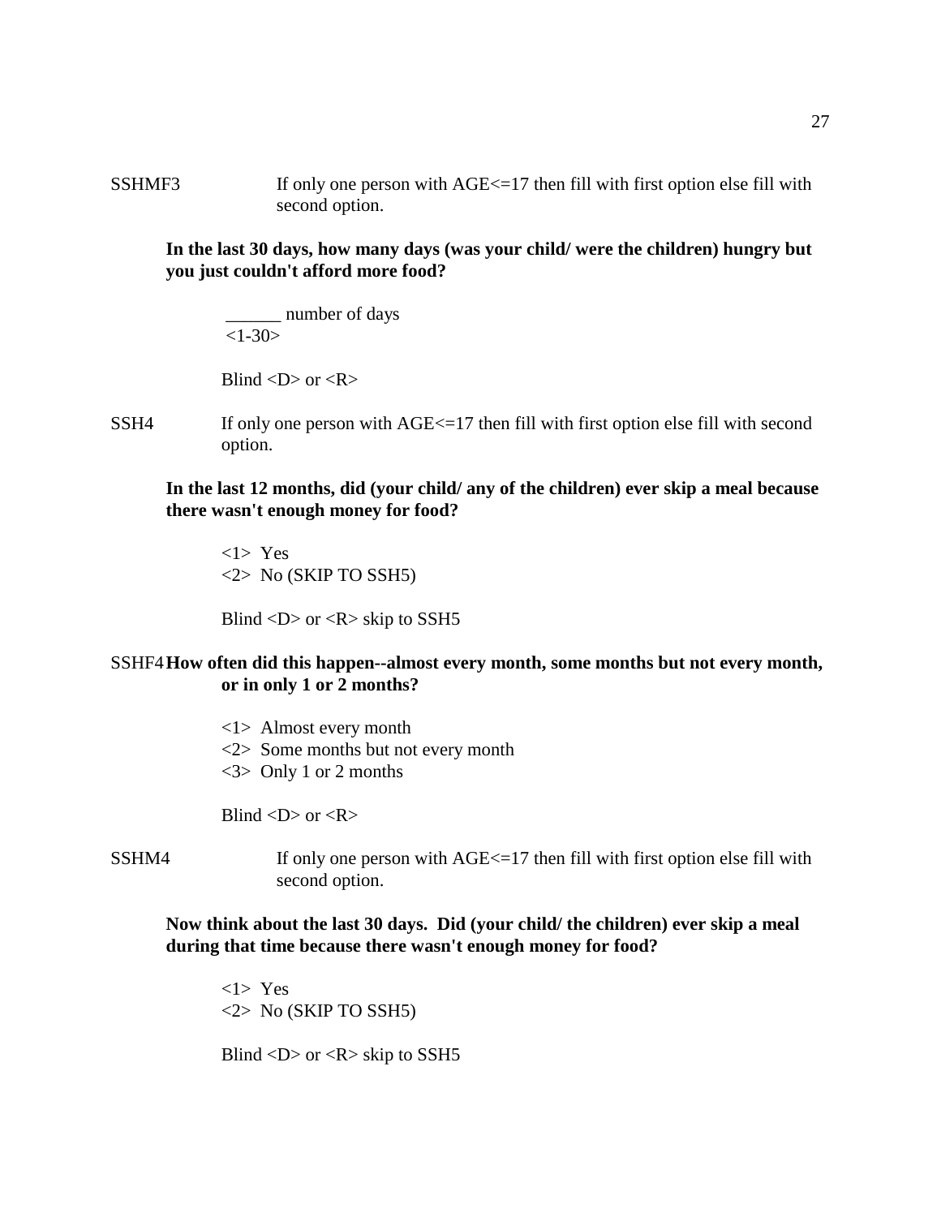SSHMF3 If only one person with AGE<=17 then fill with first option else fill with second option.

**In the last 30 days, how many days (was your child/ were the children) hungry but you just couldn't afford more food?**

______ number of days
<1-30>

Blind <D> or <R>

SSH4 If only one person with AGE<=17 then fill with first option else fill with second option.

**In the last 12 months, did (your child/ any of the children) ever skip a meal because there wasn't enough money for food?**

<1> Yes
<2> No (SKIP TO SSH5)

Blind <D> or <R> skip to SSH5

SSHF4 **How often did this happen--almost every month, some months but not every month, or in only 1 or 2 months?**

<1> Almost every month
<2> Some months but not every month
<3> Only 1 or 2 months

Blind <D> or <R>

SSHM4 If only one person with AGE<=17 then fill with first option else fill with second option.

**Now think about the last 30 days. Did (your child/ the children) ever skip a meal during that time because there wasn't enough money for food?**

<1> Yes
<2> No (SKIP TO SSH5)

Blind <D> or <R> skip to SSH5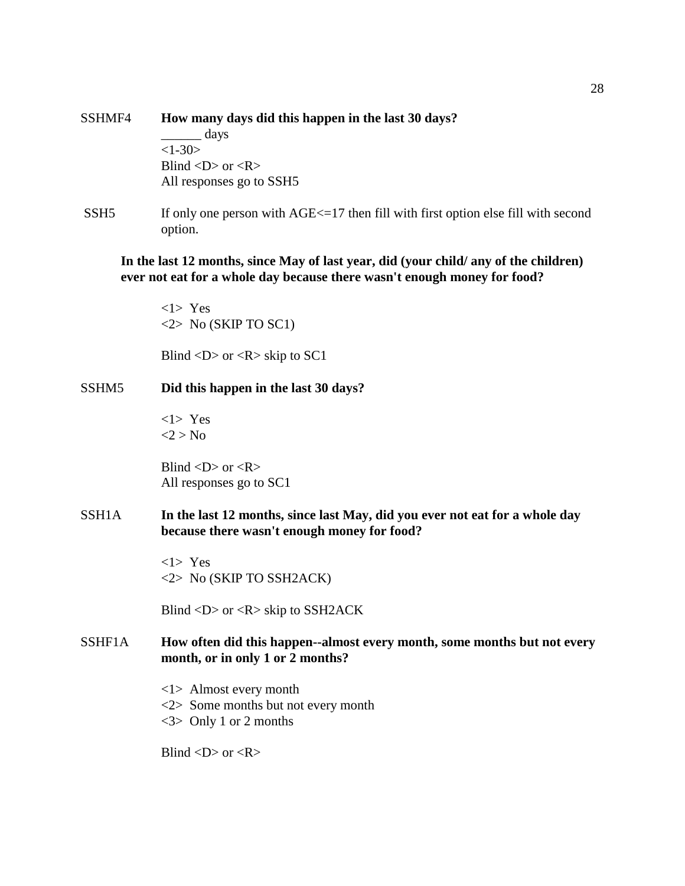SSHMF4 **How many days did this happen in the last 30 days?**

______ days
<1-30>
Blind <D> or <R>
All responses go to SSH5

SSH5 If only one person with AGE<=17 then fill with first option else fill with second option.

**In the last 12 months, since May of last year, did (your child/ any of the children) ever not eat for a whole day because there wasn't enough money for food?**

<1> Yes
<2> No (SKIP TO SC1)

Blind <D> or <R> skip to SC1

SSHM5 **Did this happen in the last 30 days?**

<1> Yes
<2 > No

Blind <D> or <R>
All responses go to SC1

SSH1A **In the last 12 months, since last May, did you ever not eat for a whole day because there wasn't enough money for food?**

<1> Yes
<2> No (SKIP TO SSH2ACK)

Blind <D> or <R> skip to SSH2ACK

SSHF1A **How often did this happen--almost every month, some months but not every month, or in only 1 or 2 months?**

<1> Almost every month
<2> Some months but not every month
<3> Only 1 or 2 months

Blind <D> or <R>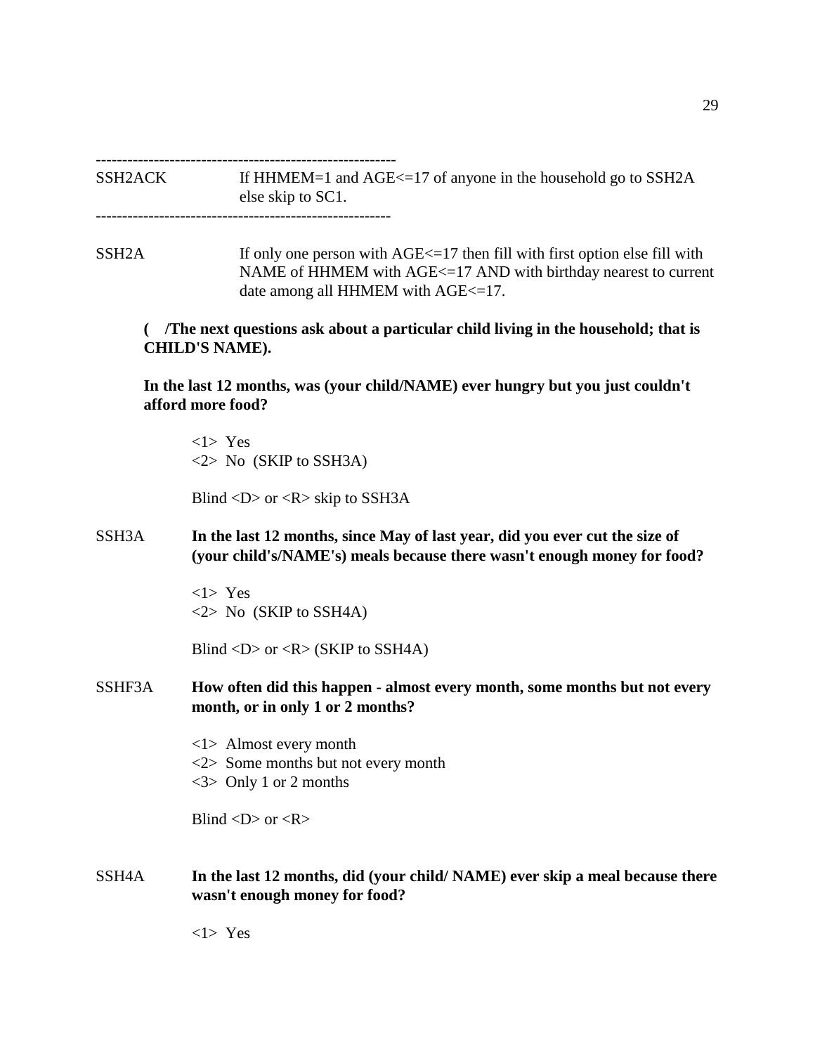----------------------------------------------------------

SSH2ACK If HHMEM=1 and AGE<=17 of anyone in the household go to SSH2A else skip to SC1.

---------------------------------------------------------

SSH2A If only one person with AGE<=17 then fill with first option else fill with NAME of HHMEM with AGE<=17 AND with birthday nearest to current date among all HHMEM with AGE<=17.

**( /The next questions ask about a particular child living in the household; that is CHILD'S NAME).**

**In the last 12 months, was (your child/NAME) ever hungry but you just couldn't afford more food?**

<1> Yes
<2> No (SKIP to SSH3A)

Blind <D> or <R> skip to SSH3A

SSH3A **In the last 12 months, since May of last year, did you ever cut the size of (your child's/NAME's) meals because there wasn't enough money for food?**

<1> Yes
<2> No (SKIP to SSH4A)

Blind <D> or <R> (SKIP to SSH4A)

SSHF3A **How often did this happen - almost every month, some months but not every month, or in only 1 or 2 months?**

<1> Almost every month
<2> Some months but not every month
<3> Only 1 or 2 months

Blind <D> or <R>

SSH4A **In the last 12 months, did (your child/ NAME) ever skip a meal because there wasn't enough money for food?**

<1> Yes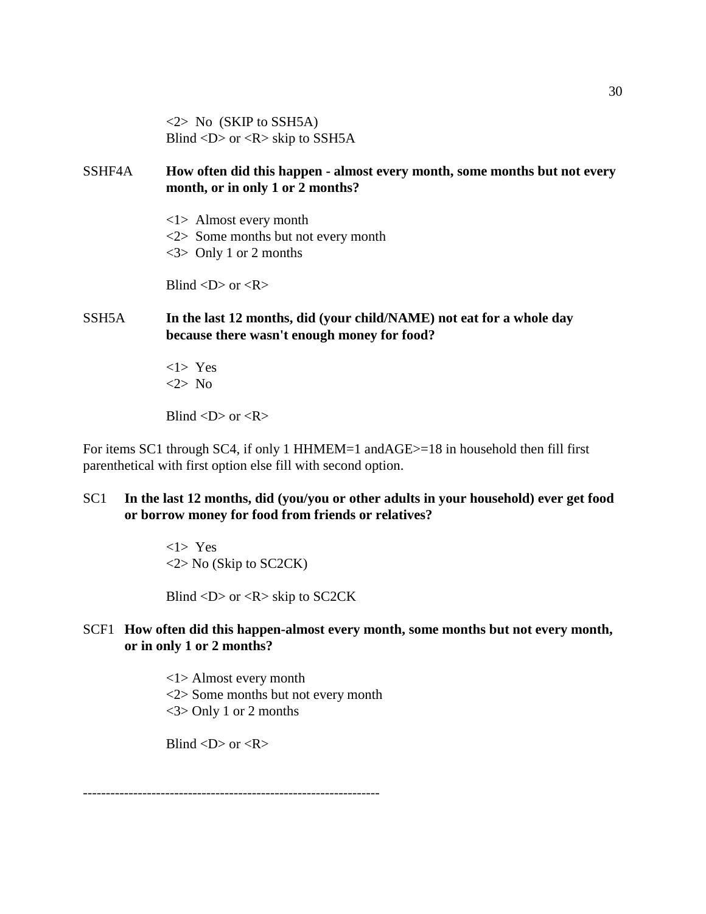<2>  No  (SKIP to SSH5A)
Blind <D> or <R> skip to SSH5A

SSHF4A **How often did this happen - almost every month, some months but not every month, or in only 1 or 2 months?**

<1>  Almost every month
<2>  Some months but not every month
<3>  Only 1 or 2 months

Blind <D> or <R>

SSH5A **In the last 12 months, did (your child/NAME) not eat for a whole day because there wasn't enough money for food?**

<1>  Yes
<2>  No

Blind <D> or <R>

For items SC1 through SC4, if only 1 HHMEM=1 andAGE>=18 in household then fill first parenthetical with first option else fill with second option.

SC1 **In the last 12 months, did (you/you or other adults in your household) ever get food or borrow money for food from friends or relatives?**

<1>  Yes
<2> No (Skip to SC2CK)

Blind <D> or <R> skip to SC2CK

SCF1 **How often did this happen-almost every month, some months but not every month, or in only 1 or 2 months?**

<1> Almost every month
<2> Some months but not every month
<3> Only 1 or 2 months

Blind <D> or <R>

-----------------------------------------------------------------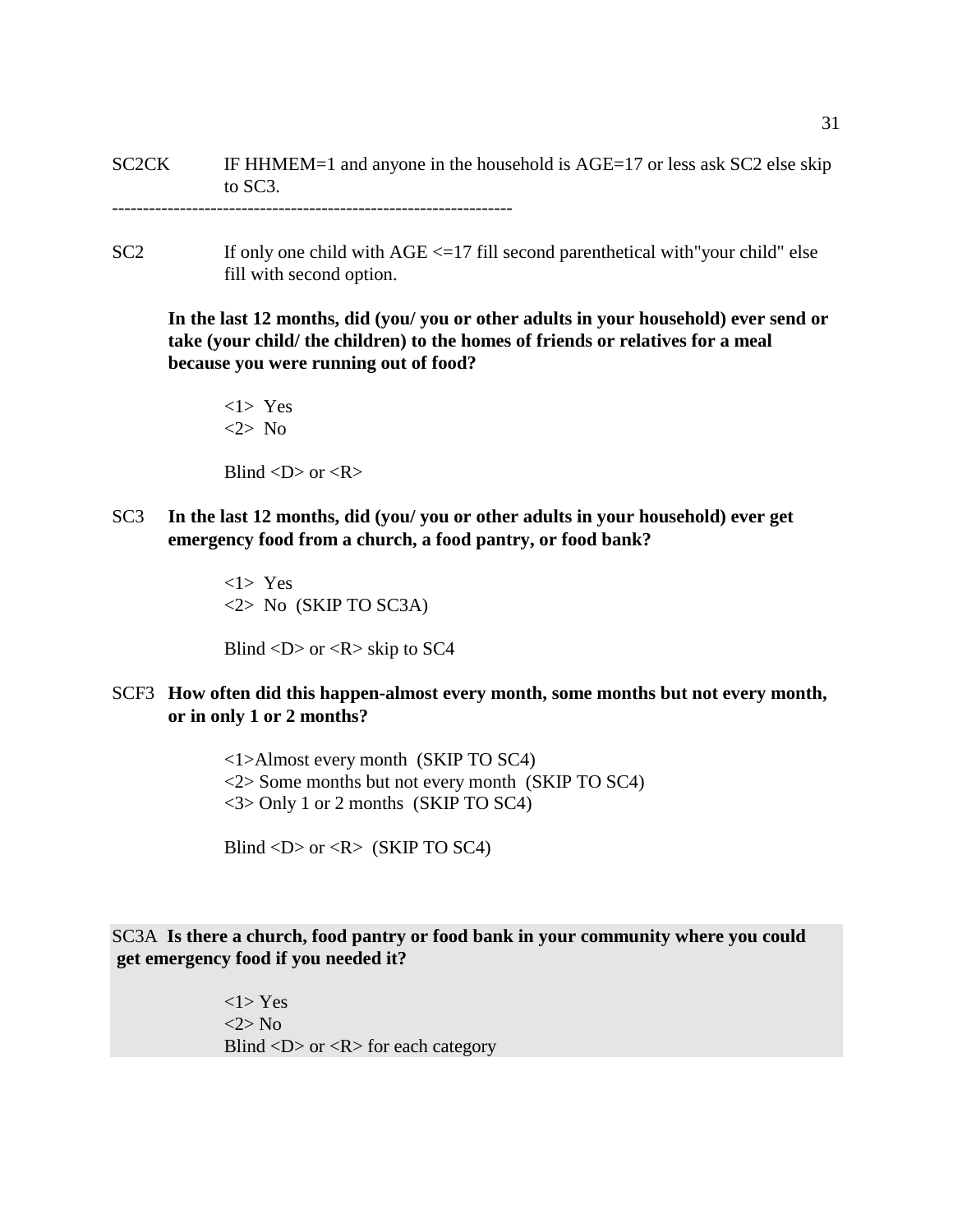SC2CK IF HHMEM=1 and anyone in the household is AGE=17 or less ask SC2 else skip to SC3.

---------------------------------------------------------------

SC2 If only one child with AGE <=17 fill second parenthetical with"your child" else fill with second option.

**In the last 12 months, did (you/ you or other adults in your household) ever send or take (your child/ the children) to the homes of friends or relatives for a meal because you were running out of food?**

<1> Yes
<2> No

Blind <D> or <R>

SC3 **In the last 12 months, did (you/ you or other adults in your household) ever get emergency food from a church, a food pantry, or food bank?**

<1> Yes
<2> No (SKIP TO SC3A)

Blind <D> or <R> skip to SC4

SCF3 **How often did this happen-almost every month, some months but not every month, or in only 1 or 2 months?**

<1>Almost every month (SKIP TO SC4)
<2> Some months but not every month (SKIP TO SC4)
<3> Only 1 or 2 months (SKIP TO SC4)

Blind <D> or <R> (SKIP TO SC4)

SC3A **Is there a church, food pantry or food bank in your community where you could get emergency food if you needed it?**

<1> Yes
<2> No
Blind <D> or <R> for each category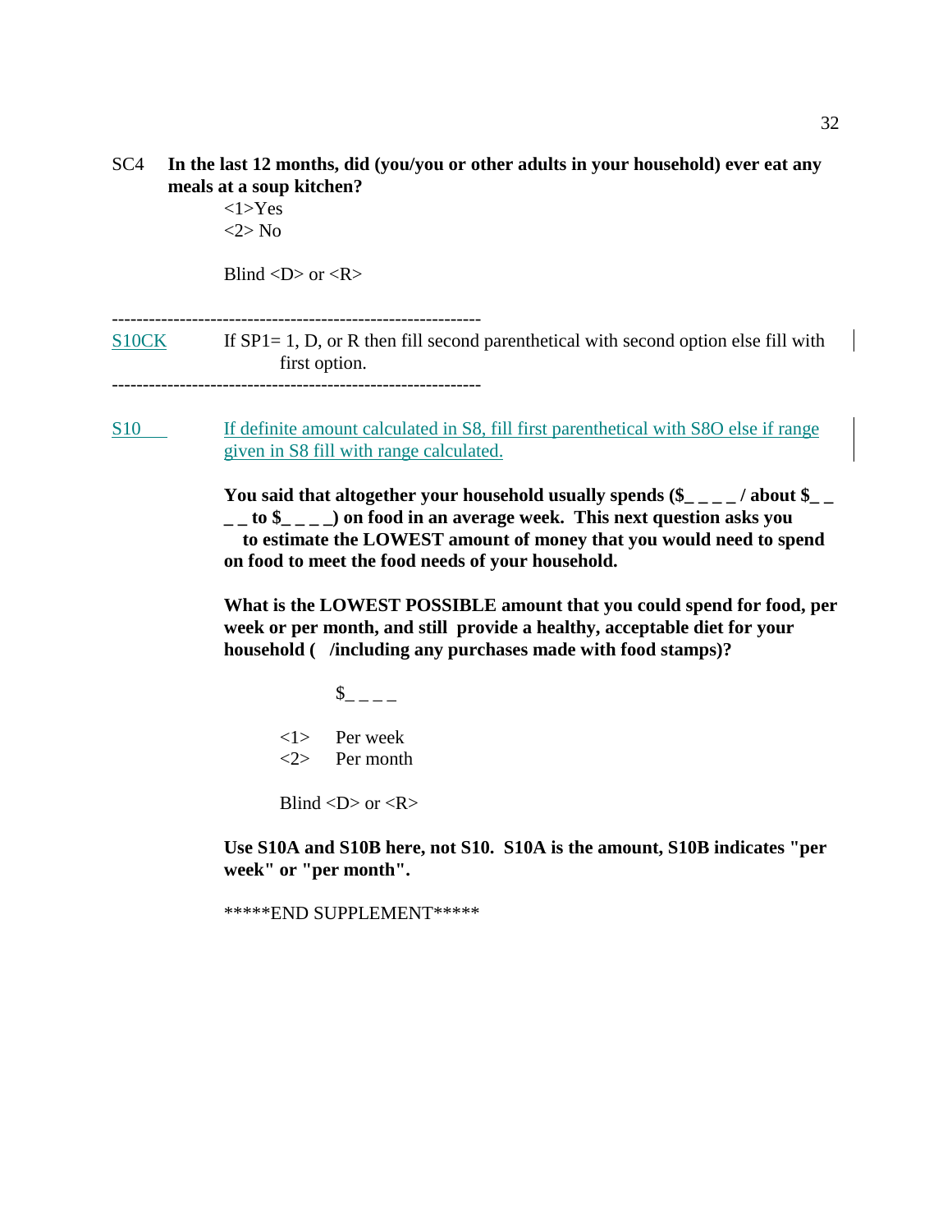SC4 **In the last 12 months, did (you/you or other adults in your household) ever eat any meals at a soup kitchen?**

<1>Yes
<2> No

Blind <D> or <R>

------------------------------------------------------------

S10CK If SP1= 1, D, or R then fill second parenthetical with second option else fill with first option.

------------------------------------------------------------

S10 If definite amount calculated in S8, fill first parenthetical with S8O else if range given in S8 fill with range calculated.

**You said that altogether your household usually spends ($_ _ _ _ / about $_ _ _ _ to $_ _ _ _) on food in an average week. This next question asks you to estimate the LOWEST amount of money that you would need to spend on food to meet the food needs of your household.**

**What is the LOWEST POSSIBLE amount that you could spend for food, per week or per month, and still provide a healthy, acceptable diet for your household ( /including any purchases made with food stamps)?**

$_ _ _ _

<1> Per week
<2> Per month

Blind <D> or <R>

**Use S10A and S10B here, not S10. S10A is the amount, S10B indicates "per week" or "per month".**

*****END SUPPLEMENT*****